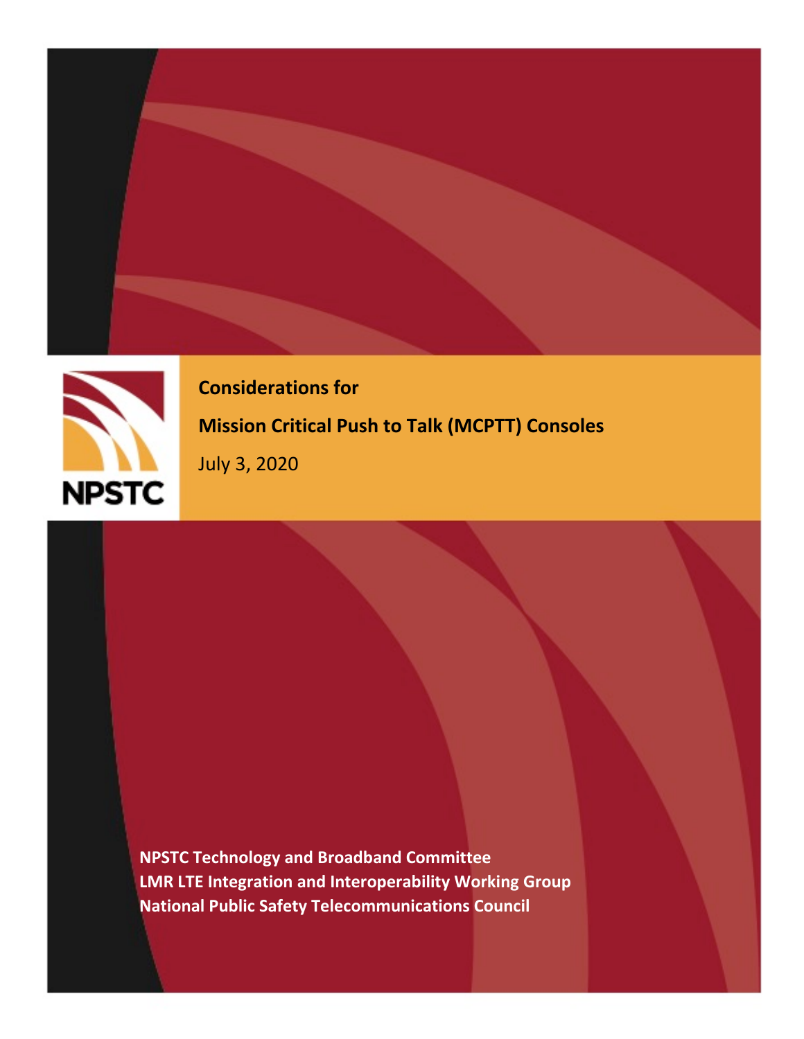NPSTC

# Considerations for Mission Critical Push to Talk (MCPTT) Consoles

July 3, 2020

**NPSTC Technology and Broadband Committee**
**LMR LTE Integration and Interoperability Working Group**
**National Public Safety Telecommunications Council**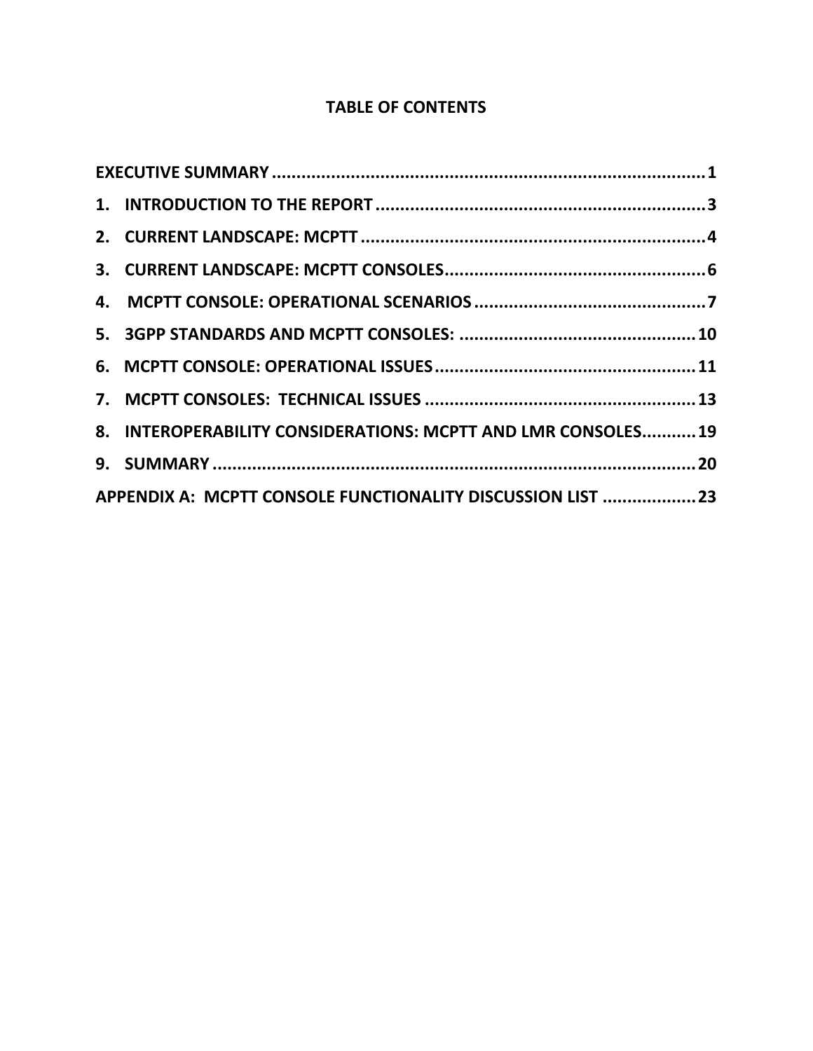# TABLE OF CONTENTS

EXECUTIVE SUMMARY ........................................................................................ 1

1. INTRODUCTION TO THE REPORT .................................................................. 3

2. CURRENT LANDSCAPE: MCPTT ...................................................................... 4

3. CURRENT LANDSCAPE: MCPTT CONSOLES..................................................... 6

4. MCPTT CONSOLE: OPERATIONAL SCENARIOS ............................................... 7

5. 3GPP STANDARDS AND MCPTT CONSOLES: ................................................ 10

6. MCPTT CONSOLE: OPERATIONAL ISSUES..................................................... 11

7. MCPTT CONSOLES: TECHNICAL ISSUES ....................................................... 13

8. INTEROPERABILITY CONSIDERATIONS: MCPTT AND LMR CONSOLES........... 19

9. SUMMARY .................................................................................................. 20

APPENDIX A: MCPTT CONSOLE FUNCTIONALITY DISCUSSION LIST ................... 23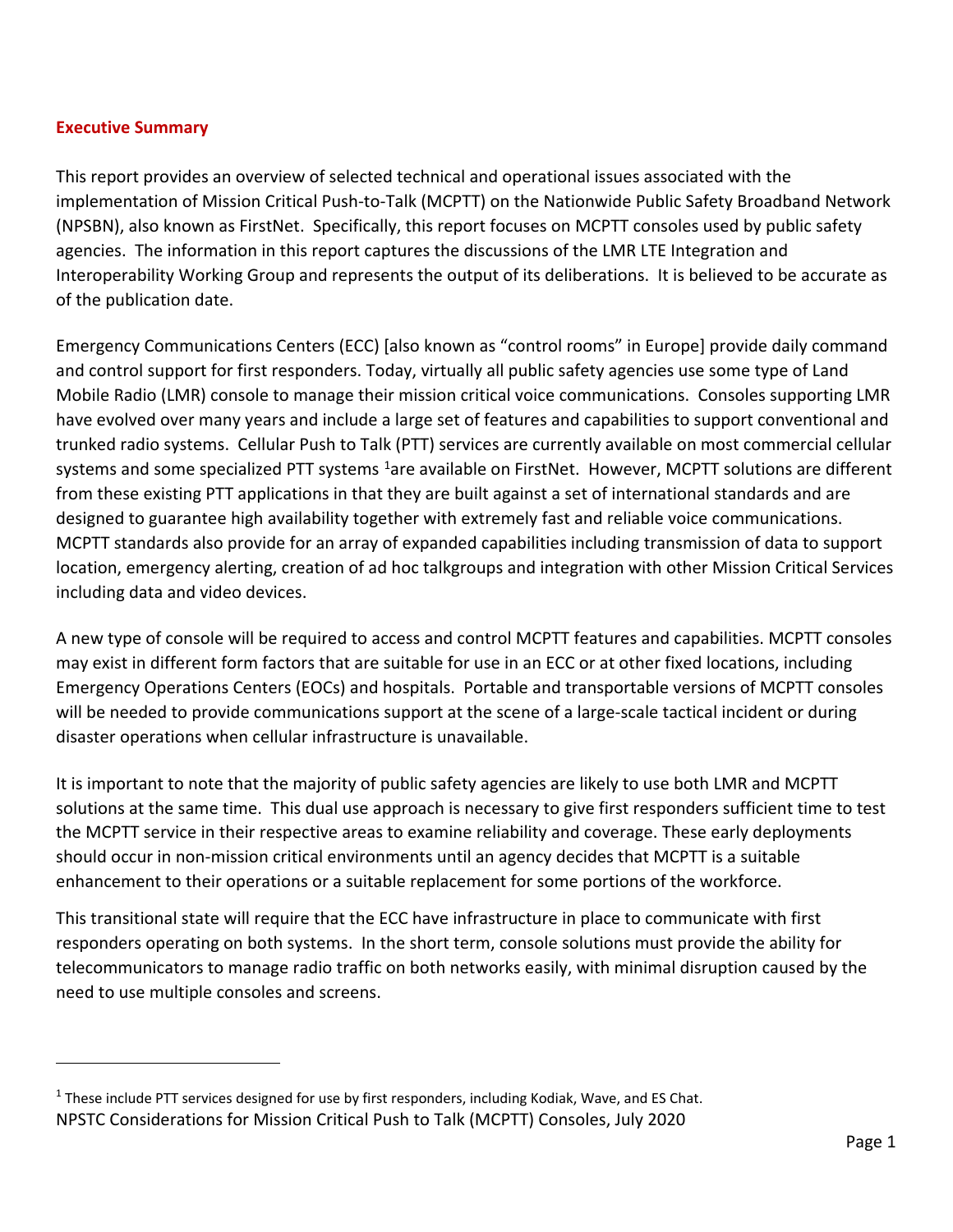## Executive Summary

This report provides an overview of selected technical and operational issues associated with the implementation of Mission Critical Push-to-Talk (MCPTT) on the Nationwide Public Safety Broadband Network (NPSBN), also known as FirstNet. Specifically, this report focuses on MCPTT consoles used by public safety agencies. The information in this report captures the discussions of the LMR LTE Integration and Interoperability Working Group and represents the output of its deliberations. It is believed to be accurate as of the publication date.

Emergency Communications Centers (ECC) [also known as "control rooms" in Europe] provide daily command and control support for first responders. Today, virtually all public safety agencies use some type of Land Mobile Radio (LMR) console to manage their mission critical voice communications. Consoles supporting LMR have evolved over many years and include a large set of features and capabilities to support conventional and trunked radio systems. Cellular Push to Talk (PTT) services are currently available on most commercial cellular systems and some specialized PTT systems [1]are available on FirstNet. However, MCPTT solutions are different from these existing PTT applications in that they are built against a set of international standards and are designed to guarantee high availability together with extremely fast and reliable voice communications. MCPTT standards also provide for an array of expanded capabilities including transmission of data to support location, emergency alerting, creation of ad hoc talkgroups and integration with other Mission Critical Services including data and video devices.

A new type of console will be required to access and control MCPTT features and capabilities. MCPTT consoles may exist in different form factors that are suitable for use in an ECC or at other fixed locations, including Emergency Operations Centers (EOCs) and hospitals. Portable and transportable versions of MCPTT consoles will be needed to provide communications support at the scene of a large-scale tactical incident or during disaster operations when cellular infrastructure is unavailable.

It is important to note that the majority of public safety agencies are likely to use both LMR and MCPTT solutions at the same time. This dual use approach is necessary to give first responders sufficient time to test the MCPTT service in their respective areas to examine reliability and coverage. These early deployments should occur in non-mission critical environments until an agency decides that MCPTT is a suitable enhancement to their operations or a suitable replacement for some portions of the workforce.

This transitional state will require that the ECC have infrastructure in place to communicate with first responders operating on both systems. In the short term, console solutions must provide the ability for telecommunicators to manage radio traffic on both networks easily, with minimal disruption caused by the need to use multiple consoles and screens.

---

[1] These include PTT services designed for use by first responders, including Kodiak, Wave, and ES Chat.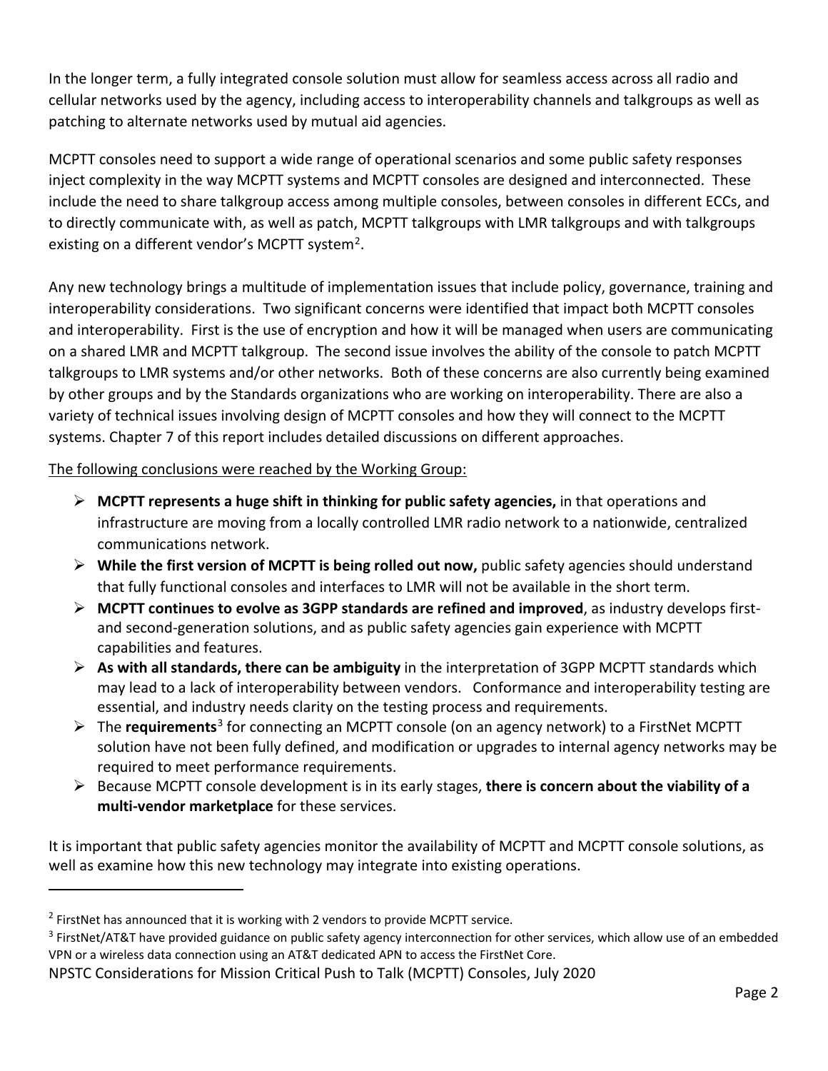In the longer term, a fully integrated console solution must allow for seamless access across all radio and cellular networks used by the agency, including access to interoperability channels and talkgroups as well as patching to alternate networks used by mutual aid agencies.

MCPTT consoles need to support a wide range of operational scenarios and some public safety responses inject complexity in the way MCPTT systems and MCPTT consoles are designed and interconnected. These include the need to share talkgroup access among multiple consoles, between consoles in different ECCs, and to directly communicate with, as well as patch, MCPTT talkgroups with LMR talkgroups and with talkgroups existing on a different vendor's MCPTT system[2].

Any new technology brings a multitude of implementation issues that include policy, governance, training and interoperability considerations. Two significant concerns were identified that impact both MCPTT consoles and interoperability. First is the use of encryption and how it will be managed when users are communicating on a shared LMR and MCPTT talkgroup. The second issue involves the ability of the console to patch MCPTT talkgroups to LMR systems and/or other networks. Both of these concerns are also currently being examined by other groups and by the Standards organizations who are working on interoperability. There are also a variety of technical issues involving design of MCPTT consoles and how they will connect to the MCPTT systems. Chapter 7 of this report includes detailed discussions on different approaches.

The following conclusions were reached by the Working Group:

- **MCPTT represents a huge shift in thinking for public safety agencies,** in that operations and infrastructure are moving from a locally controlled LMR radio network to a nationwide, centralized communications network.
- **While the first version of MCPTT is being rolled out now,** public safety agencies should understand that fully functional consoles and interfaces to LMR will not be available in the short term.
- **MCPTT continues to evolve as 3GPP standards are refined and improved**, as industry develops first- and second-generation solutions, and as public safety agencies gain experience with MCPTT capabilities and features.
- **As with all standards, there can be ambiguity** in the interpretation of 3GPP MCPTT standards which may lead to a lack of interoperability between vendors. Conformance and interoperability testing are essential, and industry needs clarity on the testing process and requirements.
- The **requirements**[3] for connecting an MCPTT console (on an agency network) to a FirstNet MCPTT solution have not been fully defined, and modification or upgrades to internal agency networks may be required to meet performance requirements.
- Because MCPTT console development is in its early stages, **there is concern about the viability of a multi-vendor marketplace** for these services.

It is important that public safety agencies monitor the availability of MCPTT and MCPTT console solutions, as well as examine how this new technology may integrate into existing operations.

---

[2] FirstNet has announced that it is working with 2 vendors to provide MCPTT service.

[3] FirstNet/AT&T have provided guidance on public safety agency interconnection for other services, which allow use of an embedded VPN or a wireless data connection using an AT&T dedicated APN to access the FirstNet Core.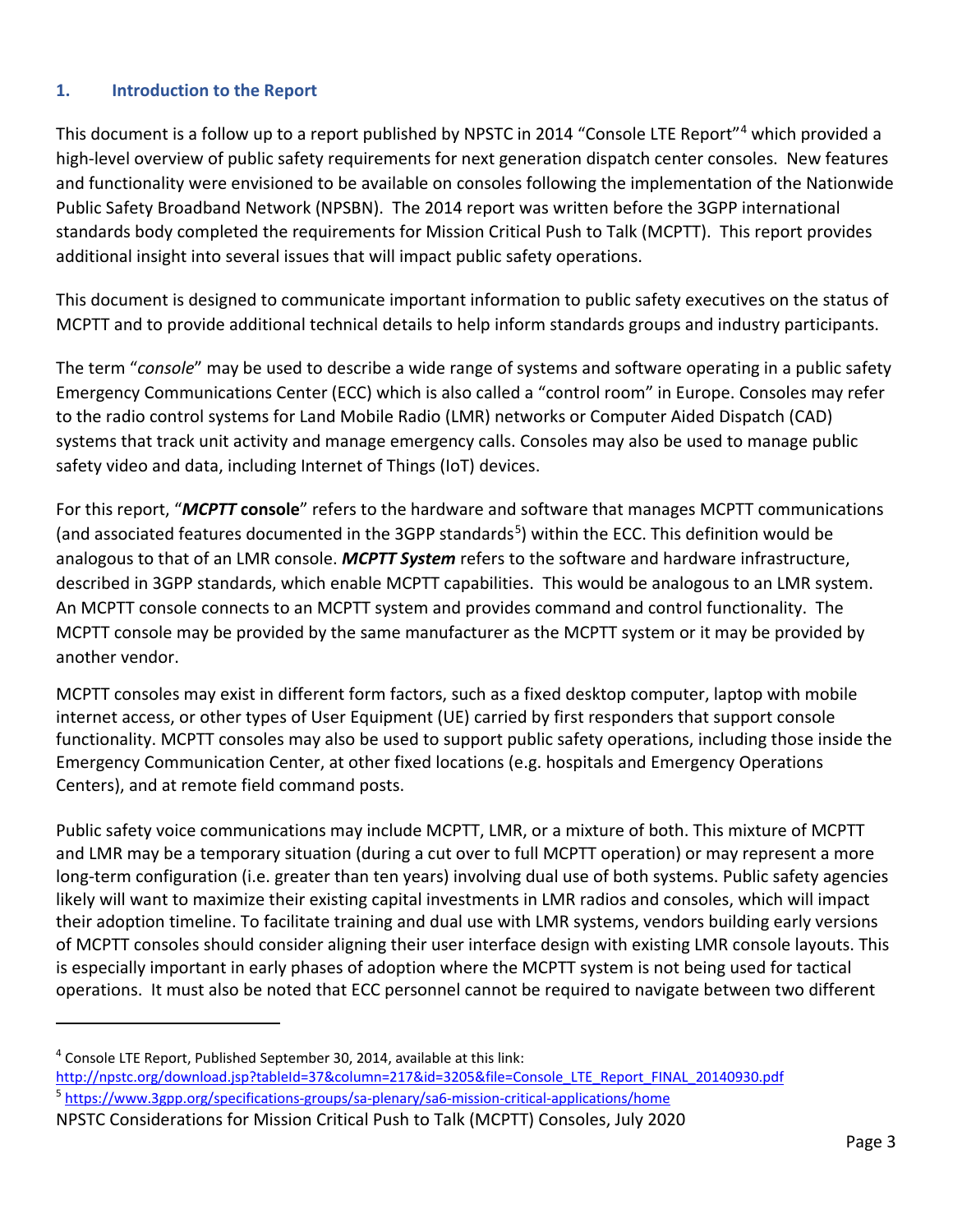## 1. Introduction to the Report

This document is a follow up to a report published by NPSTC in 2014 "Console LTE Report"[4] which provided a high-level overview of public safety requirements for next generation dispatch center consoles. New features and functionality were envisioned to be available on consoles following the implementation of the Nationwide Public Safety Broadband Network (NPSBN). The 2014 report was written before the 3GPP international standards body completed the requirements for Mission Critical Push to Talk (MCPTT). This report provides additional insight into several issues that will impact public safety operations.

This document is designed to communicate important information to public safety executives on the status of MCPTT and to provide additional technical details to help inform standards groups and industry participants.

The term "*console*" may be used to describe a wide range of systems and software operating in a public safety Emergency Communications Center (ECC) which is also called a "control room" in Europe. Consoles may refer to the radio control systems for Land Mobile Radio (LMR) networks or Computer Aided Dispatch (CAD) systems that track unit activity and manage emergency calls. Consoles may also be used to manage public safety video and data, including Internet of Things (IoT) devices.

For this report, "***MCPTT* console**" refers to the hardware and software that manages MCPTT communications (and associated features documented in the 3GPP standards[5]) within the ECC. This definition would be analogous to that of an LMR console. ***MCPTT System*** refers to the software and hardware infrastructure, described in 3GPP standards, which enable MCPTT capabilities. This would be analogous to an LMR system. An MCPTT console connects to an MCPTT system and provides command and control functionality. The MCPTT console may be provided by the same manufacturer as the MCPTT system or it may be provided by another vendor.

MCPTT consoles may exist in different form factors, such as a fixed desktop computer, laptop with mobile internet access, or other types of User Equipment (UE) carried by first responders that support console functionality. MCPTT consoles may also be used to support public safety operations, including those inside the Emergency Communication Center, at other fixed locations (e.g. hospitals and Emergency Operations Centers), and at remote field command posts.

Public safety voice communications may include MCPTT, LMR, or a mixture of both. This mixture of MCPTT and LMR may be a temporary situation (during a cut over to full MCPTT operation) or may represent a more long-term configuration (i.e. greater than ten years) involving dual use of both systems. Public safety agencies likely will want to maximize their existing capital investments in LMR radios and consoles, which will impact their adoption timeline. To facilitate training and dual use with LMR systems, vendors building early versions of MCPTT consoles should consider aligning their user interface design with existing LMR console layouts. This is especially important in early phases of adoption where the MCPTT system is not being used for tactical operations. It must also be noted that ECC personnel cannot be required to navigate between two different

---

[4] Console LTE Report, Published September 30, 2014, available at this link: http://npstc.org/download.jsp?tableId=37&column=217&id=3205&file=Console_LTE_Report_FINAL_20140930.pdf

[5] https://www.3gpp.org/specifications-groups/sa-plenary/sa6-mission-critical-applications/home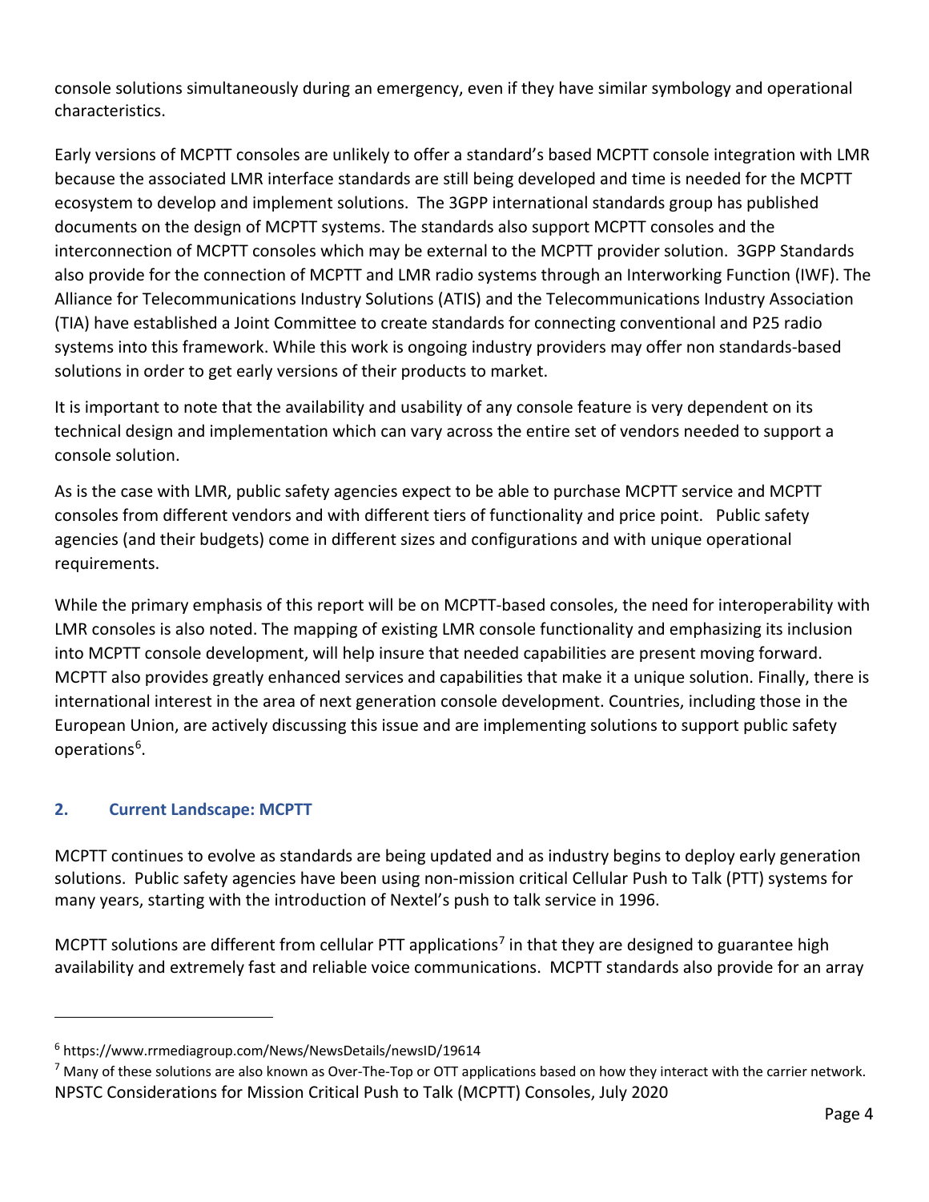console solutions simultaneously during an emergency, even if they have similar symbology and operational characteristics.

Early versions of MCPTT consoles are unlikely to offer a standard's based MCPTT console integration with LMR because the associated LMR interface standards are still being developed and time is needed for the MCPTT ecosystem to develop and implement solutions. The 3GPP international standards group has published documents on the design of MCPTT systems. The standards also support MCPTT consoles and the interconnection of MCPTT consoles which may be external to the MCPTT provider solution. 3GPP Standards also provide for the connection of MCPTT and LMR radio systems through an Interworking Function (IWF). The Alliance for Telecommunications Industry Solutions (ATIS) and the Telecommunications Industry Association (TIA) have established a Joint Committee to create standards for connecting conventional and P25 radio systems into this framework. While this work is ongoing industry providers may offer non standards-based solutions in order to get early versions of their products to market.

It is important to note that the availability and usability of any console feature is very dependent on its technical design and implementation which can vary across the entire set of vendors needed to support a console solution.

As is the case with LMR, public safety agencies expect to be able to purchase MCPTT service and MCPTT consoles from different vendors and with different tiers of functionality and price point. Public safety agencies (and their budgets) come in different sizes and configurations and with unique operational requirements.

While the primary emphasis of this report will be on MCPTT-based consoles, the need for interoperability with LMR consoles is also noted. The mapping of existing LMR console functionality and emphasizing its inclusion into MCPTT console development, will help insure that needed capabilities are present moving forward. MCPTT also provides greatly enhanced services and capabilities that make it a unique solution. Finally, there is international interest in the area of next generation console development. Countries, including those in the European Union, are actively discussing this issue and are implementing solutions to support public safety operations[6].

## 2. Current Landscape: MCPTT

MCPTT continues to evolve as standards are being updated and as industry begins to deploy early generation solutions. Public safety agencies have been using non-mission critical Cellular Push to Talk (PTT) systems for many years, starting with the introduction of Nextel's push to talk service in 1996.

MCPTT solutions are different from cellular PTT applications[7] in that they are designed to guarantee high availability and extremely fast and reliable voice communications. MCPTT standards also provide for an array

---

[6] https://www.rrmediagroup.com/News/NewsDetails/newsID/19614

[7] Many of these solutions are also known as Over-The-Top or OTT applications based on how they interact with the carrier network.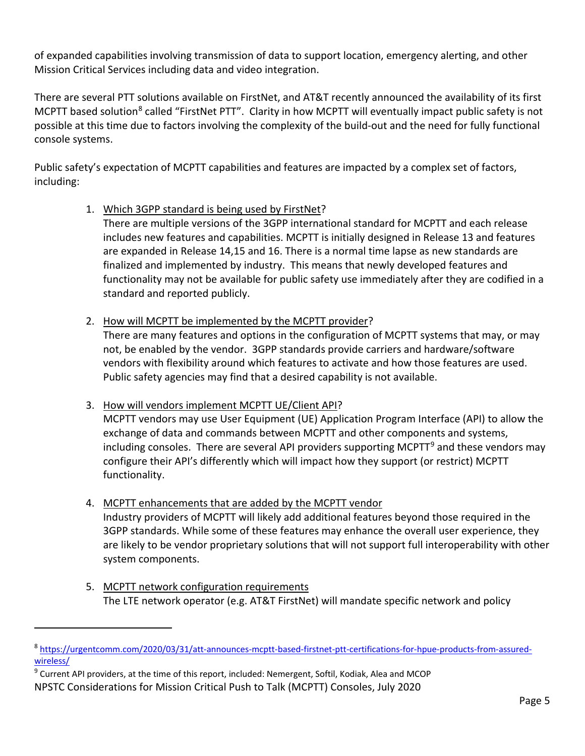of expanded capabilities involving transmission of data to support location, emergency alerting, and other Mission Critical Services including data and video integration.

There are several PTT solutions available on FirstNet, and AT&T recently announced the availability of its first MCPTT based solution[8] called "FirstNet PTT". Clarity in how MCPTT will eventually impact public safety is not possible at this time due to factors involving the complexity of the build-out and the need for fully functional console systems.

Public safety's expectation of MCPTT capabilities and features are impacted by a complex set of factors, including:

1. Which 3GPP standard is being used by FirstNet?
   There are multiple versions of the 3GPP international standard for MCPTT and each release includes new features and capabilities. MCPTT is initially designed in Release 13 and features are expanded in Release 14,15 and 16. There is a normal time lapse as new standards are finalized and implemented by industry. This means that newly developed features and functionality may not be available for public safety use immediately after they are codified in a standard and reported publicly.

2. How will MCPTT be implemented by the MCPTT provider?
   There are many features and options in the configuration of MCPTT systems that may, or may not, be enabled by the vendor. 3GPP standards provide carriers and hardware/software vendors with flexibility around which features to activate and how those features are used. Public safety agencies may find that a desired capability is not available.

3. How will vendors implement MCPTT UE/Client API?
   MCPTT vendors may use User Equipment (UE) Application Program Interface (API) to allow the exchange of data and commands between MCPTT and other components and systems, including consoles. There are several API providers supporting MCPTT[9] and these vendors may configure their API's differently which will impact how they support (or restrict) MCPTT functionality.

4. MCPTT enhancements that are added by the MCPTT vendor
   Industry providers of MCPTT will likely add additional features beyond those required in the 3GPP standards. While some of these features may enhance the overall user experience, they are likely to be vendor proprietary solutions that will not support full interoperability with other system components.

5. MCPTT network configuration requirements
   The LTE network operator (e.g. AT&T FirstNet) will mandate specific network and policy

---

[8] https://urgentcomm.com/2020/03/31/att-announces-mcptt-based-firstnet-ptt-certifications-for-hpue-products-from-assured-wireless/

[9] Current API providers, at the time of this report, included: Nemergent, Softil, Kodiak, Alea and MCOP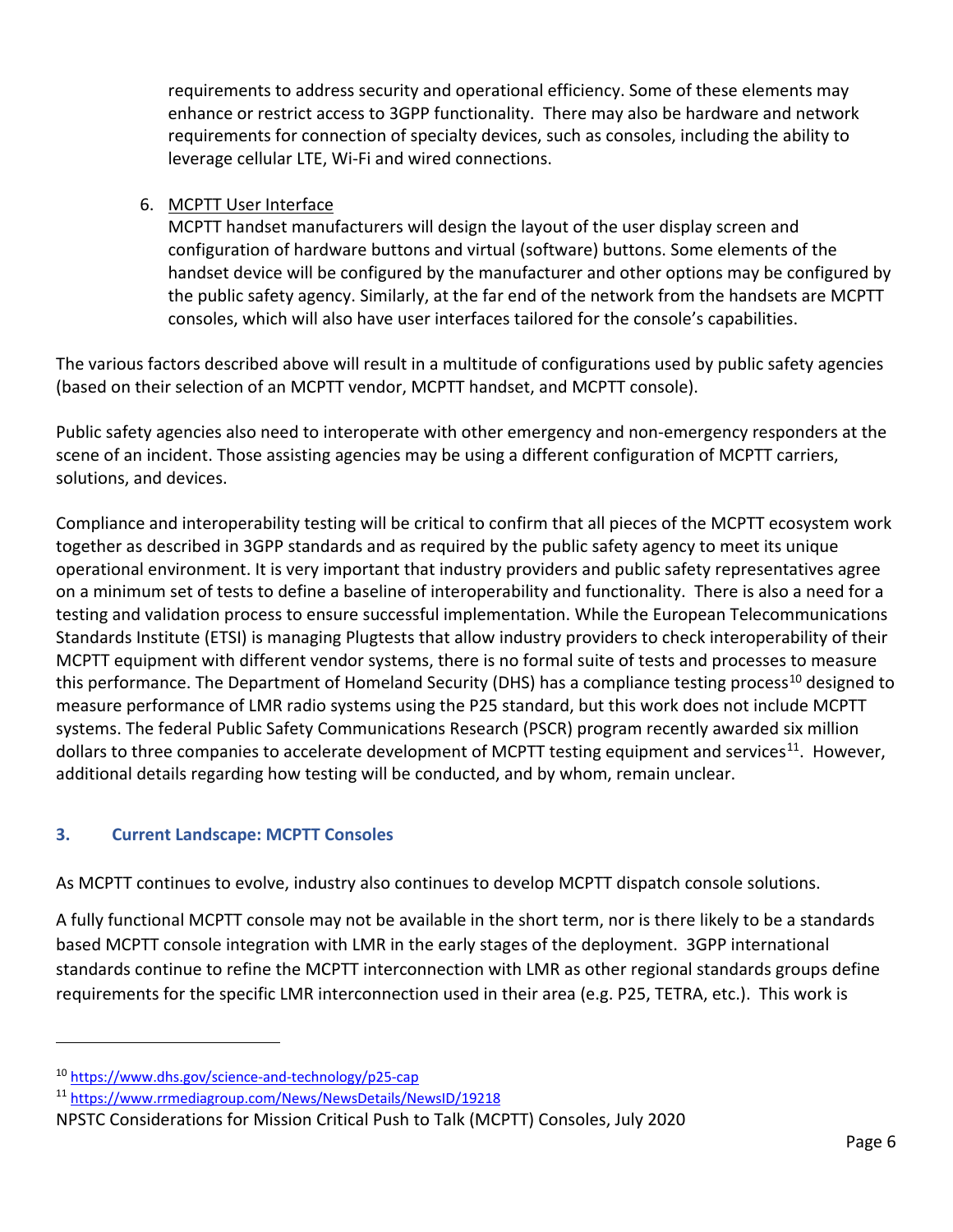requirements to address security and operational efficiency. Some of these elements may enhance or restrict access to 3GPP functionality. There may also be hardware and network requirements for connection of specialty devices, such as consoles, including the ability to leverage cellular LTE, Wi-Fi and wired connections.

6. MCPTT User Interface
   MCPTT handset manufacturers will design the layout of the user display screen and configuration of hardware buttons and virtual (software) buttons. Some elements of the handset device will be configured by the manufacturer and other options may be configured by the public safety agency. Similarly, at the far end of the network from the handsets are MCPTT consoles, which will also have user interfaces tailored for the console's capabilities.

The various factors described above will result in a multitude of configurations used by public safety agencies (based on their selection of an MCPTT vendor, MCPTT handset, and MCPTT console).

Public safety agencies also need to interoperate with other emergency and non-emergency responders at the scene of an incident. Those assisting agencies may be using a different configuration of MCPTT carriers, solutions, and devices.

Compliance and interoperability testing will be critical to confirm that all pieces of the MCPTT ecosystem work together as described in 3GPP standards and as required by the public safety agency to meet its unique operational environment. It is very important that industry providers and public safety representatives agree on a minimum set of tests to define a baseline of interoperability and functionality. There is also a need for a testing and validation process to ensure successful implementation. While the European Telecommunications Standards Institute (ETSI) is managing Plugtests that allow industry providers to check interoperability of their MCPTT equipment with different vendor systems, there is no formal suite of tests and processes to measure this performance. The Department of Homeland Security (DHS) has a compliance testing process[10] designed to measure performance of LMR radio systems using the P25 standard, but this work does not include MCPTT systems. The federal Public Safety Communications Research (PSCR) program recently awarded six million dollars to three companies to accelerate development of MCPTT testing equipment and services[11]. However, additional details regarding how testing will be conducted, and by whom, remain unclear.

### 3. Current Landscape: MCPTT Consoles

As MCPTT continues to evolve, industry also continues to develop MCPTT dispatch console solutions.

A fully functional MCPTT console may not be available in the short term, nor is there likely to be a standards based MCPTT console integration with LMR in the early stages of the deployment. 3GPP international standards continue to refine the MCPTT interconnection with LMR as other regional standards groups define requirements for the specific LMR interconnection used in their area (e.g. P25, TETRA, etc.). This work is

[10] https://www.dhs.gov/science-and-technology/p25-cap

[11] https://www.rrmediagroup.com/News/NewsDetails/NewsID/19218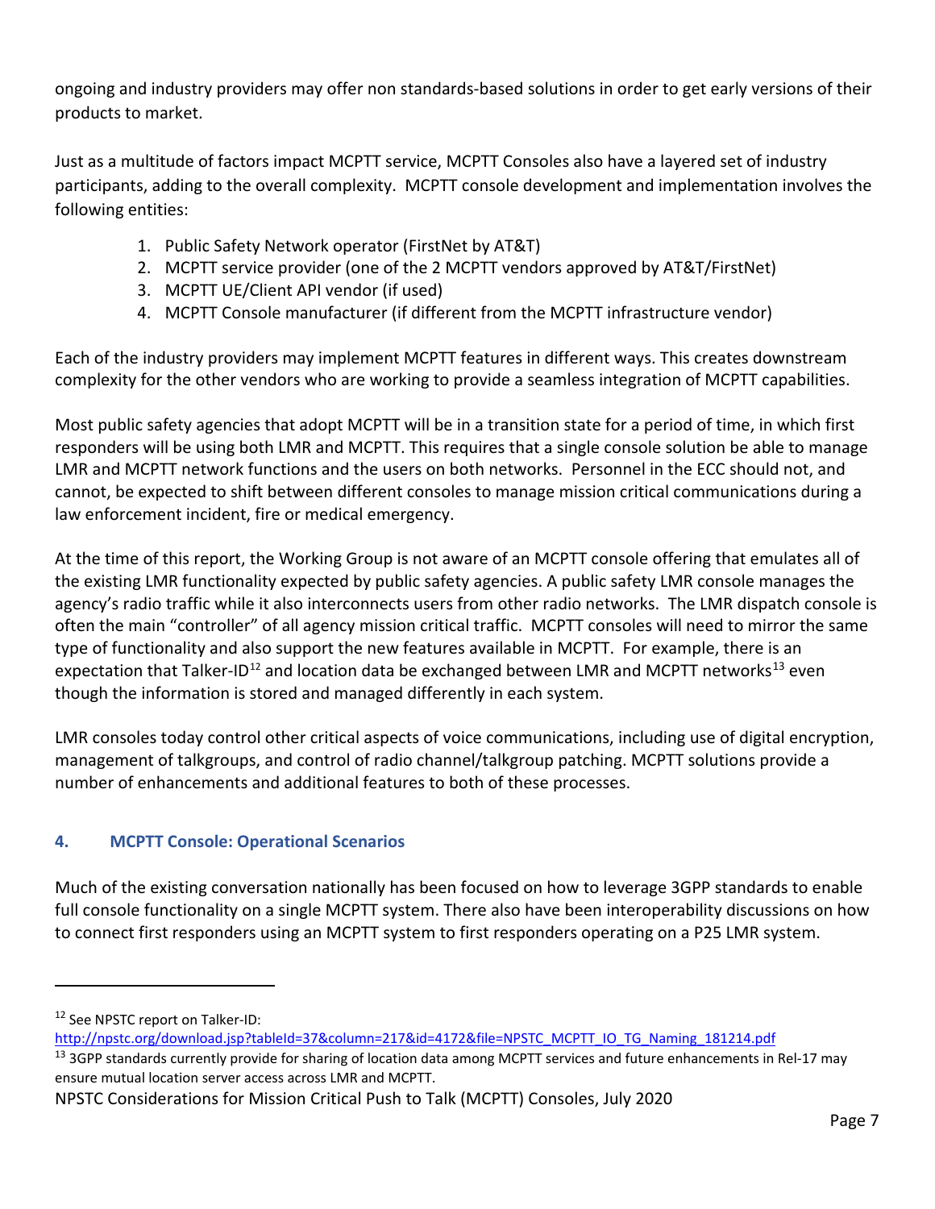ongoing and industry providers may offer non standards-based solutions in order to get early versions of their products to market.

Just as a multitude of factors impact MCPTT service, MCPTT Consoles also have a layered set of industry participants, adding to the overall complexity. MCPTT console development and implementation involves the following entities:

1. Public Safety Network operator (FirstNet by AT&T)
2. MCPTT service provider (one of the 2 MCPTT vendors approved by AT&T/FirstNet)
3. MCPTT UE/Client API vendor (if used)
4. MCPTT Console manufacturer (if different from the MCPTT infrastructure vendor)

Each of the industry providers may implement MCPTT features in different ways. This creates downstream complexity for the other vendors who are working to provide a seamless integration of MCPTT capabilities.

Most public safety agencies that adopt MCPTT will be in a transition state for a period of time, in which first responders will be using both LMR and MCPTT. This requires that a single console solution be able to manage LMR and MCPTT network functions and the users on both networks. Personnel in the ECC should not, and cannot, be expected to shift between different consoles to manage mission critical communications during a law enforcement incident, fire or medical emergency.

At the time of this report, the Working Group is not aware of an MCPTT console offering that emulates all of the existing LMR functionality expected by public safety agencies. A public safety LMR console manages the agency's radio traffic while it also interconnects users from other radio networks. The LMR dispatch console is often the main "controller" of all agency mission critical traffic. MCPTT consoles will need to mirror the same type of functionality and also support the new features available in MCPTT. For example, there is an expectation that Talker-ID[12] and location data be exchanged between LMR and MCPTT networks[13] even though the information is stored and managed differently in each system.

LMR consoles today control other critical aspects of voice communications, including use of digital encryption, management of talkgroups, and control of radio channel/talkgroup patching. MCPTT solutions provide a number of enhancements and additional features to both of these processes.

## 4. MCPTT Console: Operational Scenarios

Much of the existing conversation nationally has been focused on how to leverage 3GPP standards to enable full console functionality on a single MCPTT system. There also have been interoperability discussions on how to connect first responders using an MCPTT system to first responders operating on a P25 LMR system.

---

[12] See NPSTC report on Talker-ID: http://npstc.org/download.jsp?tableId=37&column=217&id=4172&file=NPSTC_MCPTT_IO_TG_Naming_181214.pdf

[13] 3GPP standards currently provide for sharing of location data among MCPTT services and future enhancements in Rel-17 may ensure mutual location server access across LMR and MCPTT.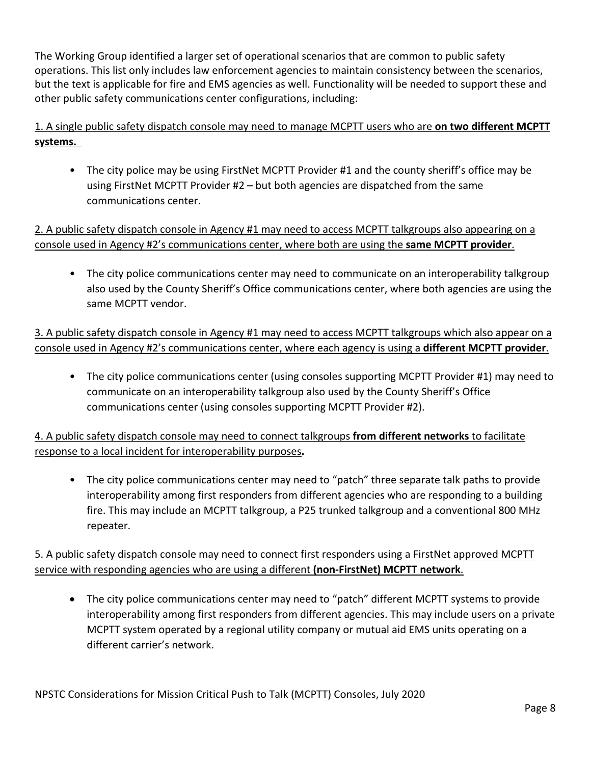The Working Group identified a larger set of operational scenarios that are common to public safety operations. This list only includes law enforcement agencies to maintain consistency between the scenarios, but the text is applicable for fire and EMS agencies as well. Functionality will be needed to support these and other public safety communications center configurations, including:

1. A single public safety dispatch console may need to manage MCPTT users who are **on two different MCPTT systems.**

- The city police may be using FirstNet MCPTT Provider #1 and the county sheriff's office may be using FirstNet MCPTT Provider #2 – but both agencies are dispatched from the same communications center.

2. A public safety dispatch console in Agency #1 may need to access MCPTT talkgroups also appearing on a console used in Agency #2's communications center, where both are using the **same MCPTT provider**.

- The city police communications center may need to communicate on an interoperability talkgroup also used by the County Sheriff's Office communications center, where both agencies are using the same MCPTT vendor.

3. A public safety dispatch console in Agency #1 may need to access MCPTT talkgroups which also appear on a console used in Agency #2's communications center, where each agency is using a **different MCPTT provider**.

- The city police communications center (using consoles supporting MCPTT Provider #1) may need to communicate on an interoperability talkgroup also used by the County Sheriff's Office communications center (using consoles supporting MCPTT Provider #2).

4. A public safety dispatch console may need to connect talkgroups **from different networks** to facilitate response to a local incident for interoperability purposes**.**

- The city police communications center may need to "patch" three separate talk paths to provide interoperability among first responders from different agencies who are responding to a building fire. This may include an MCPTT talkgroup, a P25 trunked talkgroup and a conventional 800 MHz repeater.

5. A public safety dispatch console may need to connect first responders using a FirstNet approved MCPTT service with responding agencies who are using a different **(non-FirstNet) MCPTT network**.

- The city police communications center may need to "patch" different MCPTT systems to provide interoperability among first responders from different agencies. This may include users on a private MCPTT system operated by a regional utility company or mutual aid EMS units operating on a different carrier's network.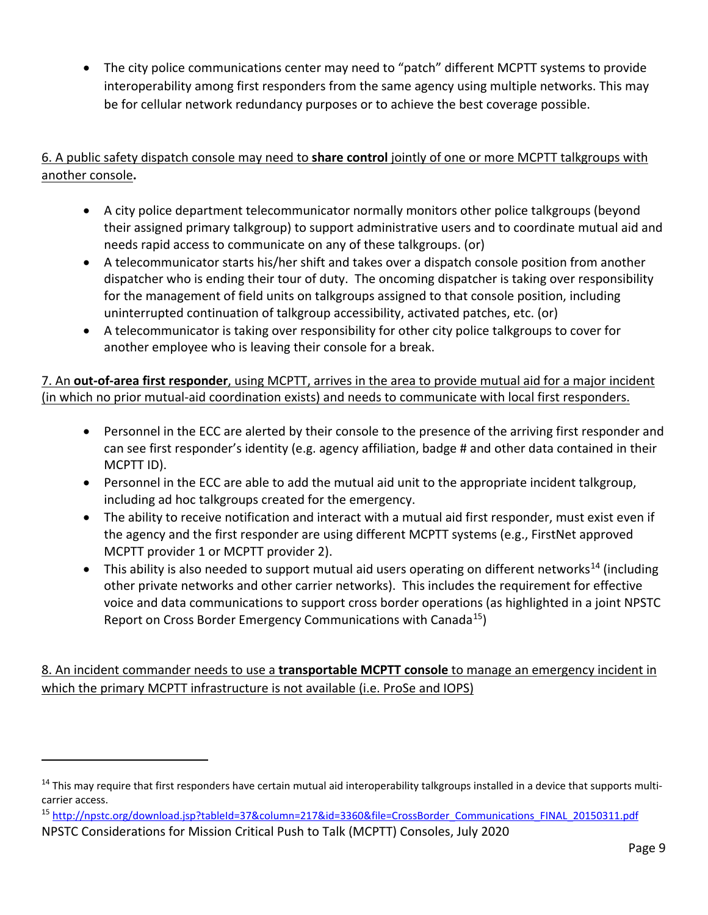- The city police communications center may need to "patch" different MCPTT systems to provide interoperability among first responders from the same agency using multiple networks. This may be for cellular network redundancy purposes or to achieve the best coverage possible.

6. A public safety dispatch console may need to **share control** jointly of one or more MCPTT talkgroups with another console**.**

- A city police department telecommunicator normally monitors other police talkgroups (beyond their assigned primary talkgroup) to support administrative users and to coordinate mutual aid and needs rapid access to communicate on any of these talkgroups. (or)
- A telecommunicator starts his/her shift and takes over a dispatch console position from another dispatcher who is ending their tour of duty. The oncoming dispatcher is taking over responsibility for the management of field units on talkgroups assigned to that console position, including uninterrupted continuation of talkgroup accessibility, activated patches, etc. (or)
- A telecommunicator is taking over responsibility for other city police talkgroups to cover for another employee who is leaving their console for a break.

7. An **out-of-area first responder**, using MCPTT, arrives in the area to provide mutual aid for a major incident (in which no prior mutual-aid coordination exists) and needs to communicate with local first responders.

- Personnel in the ECC are alerted by their console to the presence of the arriving first responder and can see first responder's identity (e.g. agency affiliation, badge # and other data contained in their MCPTT ID).
- Personnel in the ECC are able to add the mutual aid unit to the appropriate incident talkgroup, including ad hoc talkgroups created for the emergency.
- The ability to receive notification and interact with a mutual aid first responder, must exist even if the agency and the first responder are using different MCPTT systems (e.g., FirstNet approved MCPTT provider 1 or MCPTT provider 2).
- This ability is also needed to support mutual aid users operating on different networks[14] (including other private networks and other carrier networks). This includes the requirement for effective voice and data communications to support cross border operations (as highlighted in a joint NPSTC Report on Cross Border Emergency Communications with Canada[15])

8. An incident commander needs to use a **transportable MCPTT console** to manage an emergency incident in which the primary MCPTT infrastructure is not available (i.e. ProSe and IOPS)

---

[14] This may require that first responders have certain mutual aid interoperability talkgroups installed in a device that supports multi-carrier access.

[15] http://npstc.org/download.jsp?tableId=37&column=217&id=3360&file=CrossBorder_Communications_FINAL_20150311.pdf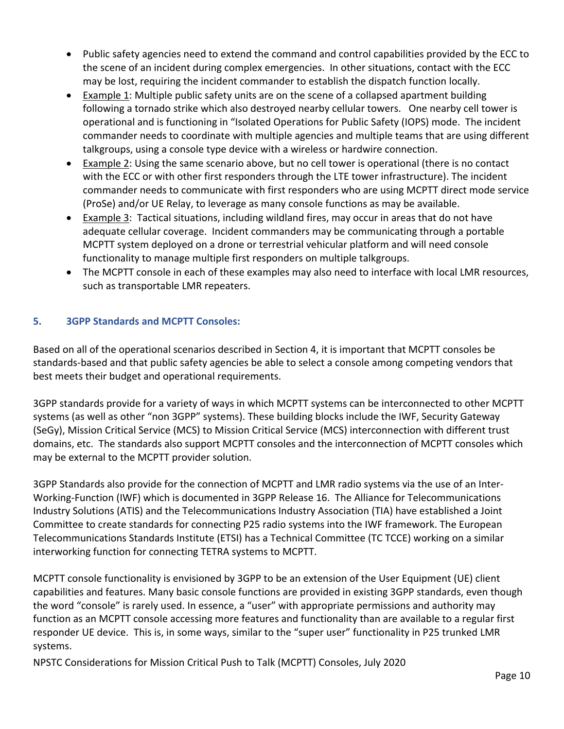- Public safety agencies need to extend the command and control capabilities provided by the ECC to the scene of an incident during complex emergencies. In other situations, contact with the ECC may be lost, requiring the incident commander to establish the dispatch function locally.
- Example 1: Multiple public safety units are on the scene of a collapsed apartment building following a tornado strike which also destroyed nearby cellular towers. One nearby cell tower is operational and is functioning in "Isolated Operations for Public Safety (IOPS) mode. The incident commander needs to coordinate with multiple agencies and multiple teams that are using different talkgroups, using a console type device with a wireless or hardwire connection.
- Example 2: Using the same scenario above, but no cell tower is operational (there is no contact with the ECC or with other first responders through the LTE tower infrastructure). The incident commander needs to communicate with first responders who are using MCPTT direct mode service (ProSe) and/or UE Relay, to leverage as many console functions as may be available.
- Example 3: Tactical situations, including wildland fires, may occur in areas that do not have adequate cellular coverage. Incident commanders may be communicating through a portable MCPTT system deployed on a drone or terrestrial vehicular platform and will need console functionality to manage multiple first responders on multiple talkgroups.
- The MCPTT console in each of these examples may also need to interface with local LMR resources, such as transportable LMR repeaters.

## 5. 3GPP Standards and MCPTT Consoles:

Based on all of the operational scenarios described in Section 4, it is important that MCPTT consoles be standards-based and that public safety agencies be able to select a console among competing vendors that best meets their budget and operational requirements.

3GPP standards provide for a variety of ways in which MCPTT systems can be interconnected to other MCPTT systems (as well as other "non 3GPP" systems). These building blocks include the IWF, Security Gateway (SeGy), Mission Critical Service (MCS) to Mission Critical Service (MCS) interconnection with different trust domains, etc. The standards also support MCPTT consoles and the interconnection of MCPTT consoles which may be external to the MCPTT provider solution.

3GPP Standards also provide for the connection of MCPTT and LMR radio systems via the use of an Inter-Working-Function (IWF) which is documented in 3GPP Release 16. The Alliance for Telecommunications Industry Solutions (ATIS) and the Telecommunications Industry Association (TIA) have established a Joint Committee to create standards for connecting P25 radio systems into the IWF framework. The European Telecommunications Standards Institute (ETSI) has a Technical Committee (TC TCCE) working on a similar interworking function for connecting TETRA systems to MCPTT.

MCPTT console functionality is envisioned by 3GPP to be an extension of the User Equipment (UE) client capabilities and features. Many basic console functions are provided in existing 3GPP standards, even though the word "console" is rarely used. In essence, a "user" with appropriate permissions and authority may function as an MCPTT console accessing more features and functionality than are available to a regular first responder UE device. This is, in some ways, similar to the "super user" functionality in P25 trunked LMR systems.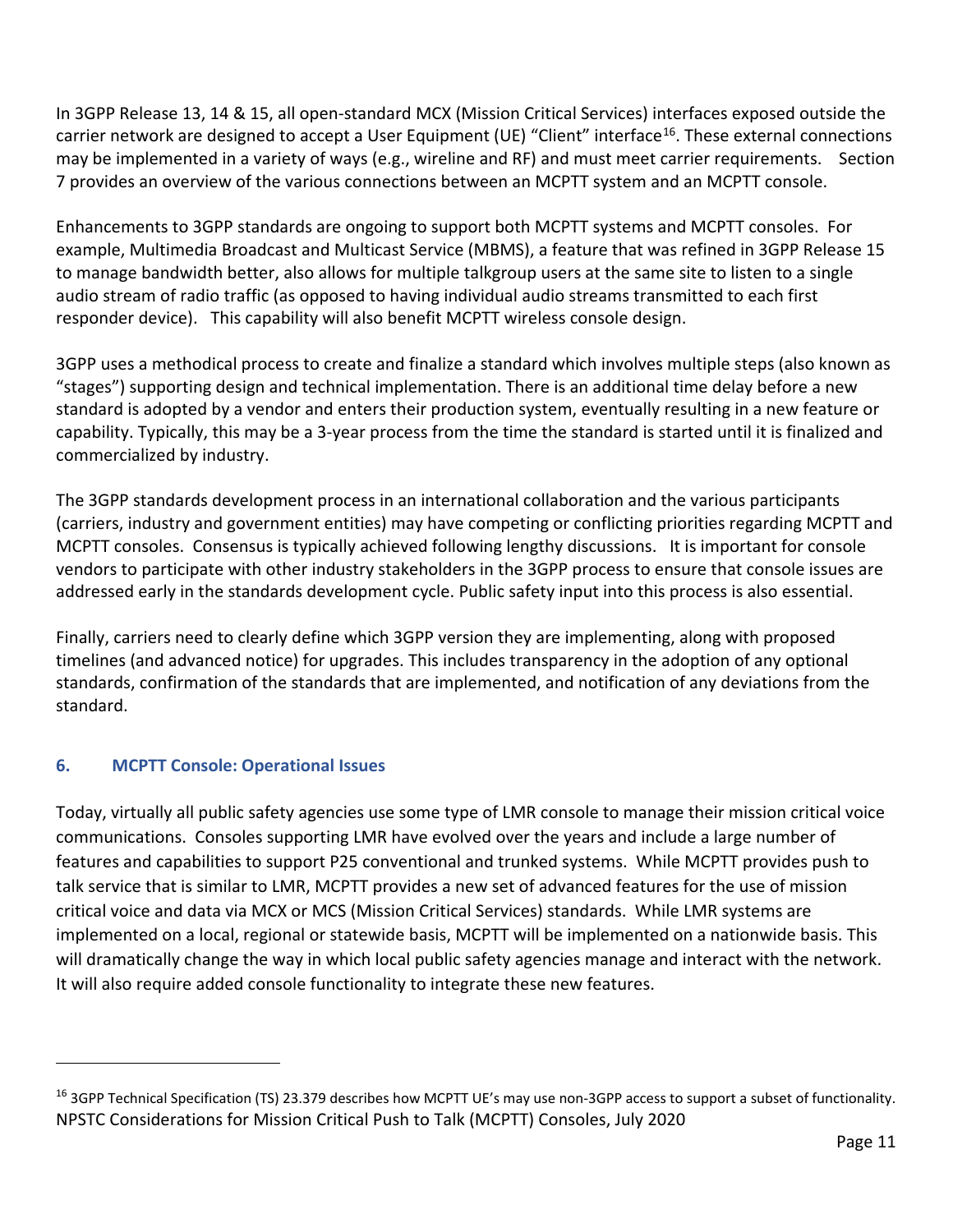In 3GPP Release 13, 14 & 15, all open-standard MCX (Mission Critical Services) interfaces exposed outside the carrier network are designed to accept a User Equipment (UE) "Client" interface[16]. These external connections may be implemented in a variety of ways (e.g., wireline and RF) and must meet carrier requirements. Section 7 provides an overview of the various connections between an MCPTT system and an MCPTT console.

Enhancements to 3GPP standards are ongoing to support both MCPTT systems and MCPTT consoles. For example, Multimedia Broadcast and Multicast Service (MBMS), a feature that was refined in 3GPP Release 15 to manage bandwidth better, also allows for multiple talkgroup users at the same site to listen to a single audio stream of radio traffic (as opposed to having individual audio streams transmitted to each first responder device). This capability will also benefit MCPTT wireless console design.

3GPP uses a methodical process to create and finalize a standard which involves multiple steps (also known as "stages") supporting design and technical implementation. There is an additional time delay before a new standard is adopted by a vendor and enters their production system, eventually resulting in a new feature or capability. Typically, this may be a 3-year process from the time the standard is started until it is finalized and commercialized by industry.

The 3GPP standards development process in an international collaboration and the various participants (carriers, industry and government entities) may have competing or conflicting priorities regarding MCPTT and MCPTT consoles. Consensus is typically achieved following lengthy discussions. It is important for console vendors to participate with other industry stakeholders in the 3GPP process to ensure that console issues are addressed early in the standards development cycle. Public safety input into this process is also essential.

Finally, carriers need to clearly define which 3GPP version they are implementing, along with proposed timelines (and advanced notice) for upgrades. This includes transparency in the adoption of any optional standards, confirmation of the standards that are implemented, and notification of any deviations from the standard.

## 6. MCPTT Console: Operational Issues

Today, virtually all public safety agencies use some type of LMR console to manage their mission critical voice communications. Consoles supporting LMR have evolved over the years and include a large number of features and capabilities to support P25 conventional and trunked systems. While MCPTT provides push to talk service that is similar to LMR, MCPTT provides a new set of advanced features for the use of mission critical voice and data via MCX or MCS (Mission Critical Services) standards. While LMR systems are implemented on a local, regional or statewide basis, MCPTT will be implemented on a nationwide basis. This will dramatically change the way in which local public safety agencies manage and interact with the network. It will also require added console functionality to integrate these new features.

---

[16] 3GPP Technical Specification (TS) 23.379 describes how MCPTT UE's may use non-3GPP access to support a subset of functionality.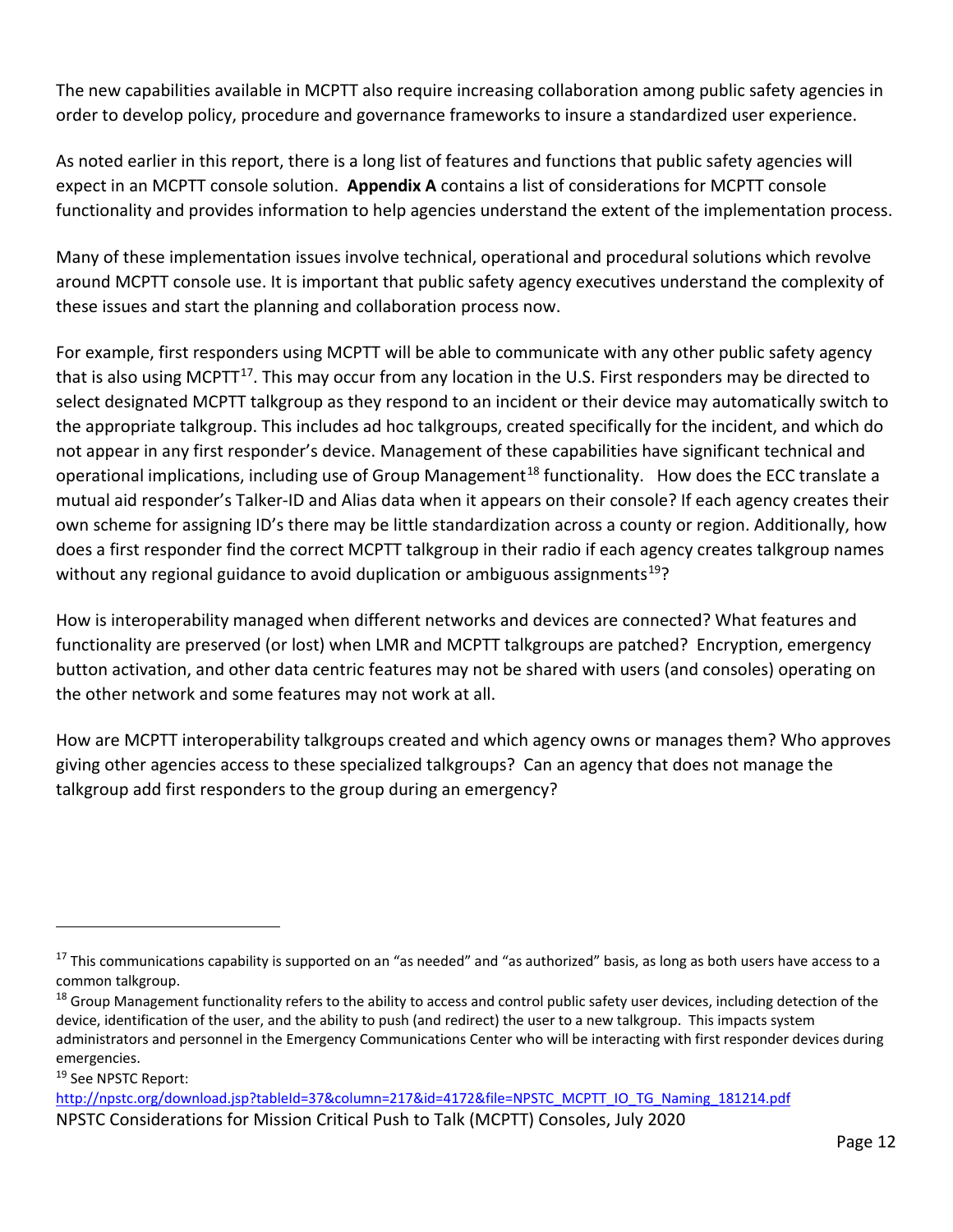The new capabilities available in MCPTT also require increasing collaboration among public safety agencies in order to develop policy, procedure and governance frameworks to insure a standardized user experience.

As noted earlier in this report, there is a long list of features and functions that public safety agencies will expect in an MCPTT console solution. **Appendix A** contains a list of considerations for MCPTT console functionality and provides information to help agencies understand the extent of the implementation process.

Many of these implementation issues involve technical, operational and procedural solutions which revolve around MCPTT console use. It is important that public safety agency executives understand the complexity of these issues and start the planning and collaboration process now.

For example, first responders using MCPTT will be able to communicate with any other public safety agency that is also using MCPTT[17]. This may occur from any location in the U.S. First responders may be directed to select designated MCPTT talkgroup as they respond to an incident or their device may automatically switch to the appropriate talkgroup. This includes ad hoc talkgroups, created specifically for the incident, and which do not appear in any first responder's device. Management of these capabilities have significant technical and operational implications, including use of Group Management[18] functionality. How does the ECC translate a mutual aid responder's Talker-ID and Alias data when it appears on their console? If each agency creates their own scheme for assigning ID's there may be little standardization across a county or region. Additionally, how does a first responder find the correct MCPTT talkgroup in their radio if each agency creates talkgroup names without any regional guidance to avoid duplication or ambiguous assignments[19]?

How is interoperability managed when different networks and devices are connected? What features and functionality are preserved (or lost) when LMR and MCPTT talkgroups are patched? Encryption, emergency button activation, and other data centric features may not be shared with users (and consoles) operating on the other network and some features may not work at all.

How are MCPTT interoperability talkgroups created and which agency owns or manages them? Who approves giving other agencies access to these specialized talkgroups? Can an agency that does not manage the talkgroup add first responders to the group during an emergency?

---

[17] This communications capability is supported on an "as needed" and "as authorized" basis, as long as both users have access to a common talkgroup.

[18] Group Management functionality refers to the ability to access and control public safety user devices, including detection of the device, identification of the user, and the ability to push (and redirect) the user to a new talkgroup. This impacts system administrators and personnel in the Emergency Communications Center who will be interacting with first responder devices during emergencies.

[19] See NPSTC Report: http://npstc.org/download.jsp?tableId=37&column=217&id=4172&file=NPSTC_MCPTT_IO_TG_Naming_181214.pdf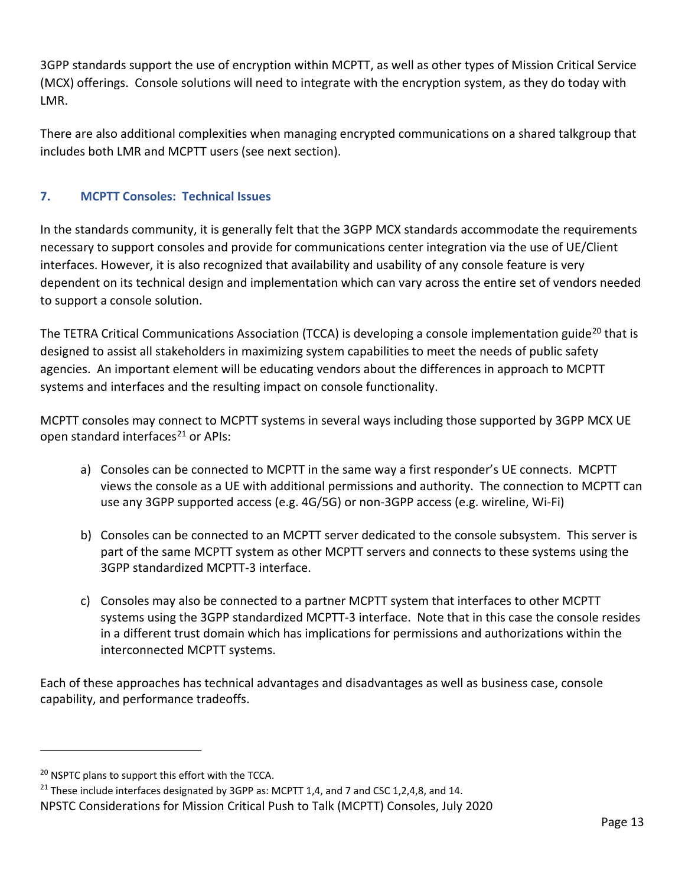3GPP standards support the use of encryption within MCPTT, as well as other types of Mission Critical Service (MCX) offerings. Console solutions will need to integrate with the encryption system, as they do today with LMR.

There are also additional complexities when managing encrypted communications on a shared talkgroup that includes both LMR and MCPTT users (see next section).

## 7. MCPTT Consoles: Technical Issues

In the standards community, it is generally felt that the 3GPP MCX standards accommodate the requirements necessary to support consoles and provide for communications center integration via the use of UE/Client interfaces. However, it is also recognized that availability and usability of any console feature is very dependent on its technical design and implementation which can vary across the entire set of vendors needed to support a console solution.

The TETRA Critical Communications Association (TCCA) is developing a console implementation guide[20] that is designed to assist all stakeholders in maximizing system capabilities to meet the needs of public safety agencies. An important element will be educating vendors about the differences in approach to MCPTT systems and interfaces and the resulting impact on console functionality.

MCPTT consoles may connect to MCPTT systems in several ways including those supported by 3GPP MCX UE open standard interfaces[21] or APIs:

a) Consoles can be connected to MCPTT in the same way a first responder's UE connects. MCPTT views the console as a UE with additional permissions and authority. The connection to MCPTT can use any 3GPP supported access (e.g. 4G/5G) or non-3GPP access (e.g. wireline, Wi-Fi)

b) Consoles can be connected to an MCPTT server dedicated to the console subsystem. This server is part of the same MCPTT system as other MCPTT servers and connects to these systems using the 3GPP standardized MCPTT-3 interface.

c) Consoles may also be connected to a partner MCPTT system that interfaces to other MCPTT systems using the 3GPP standardized MCPTT-3 interface. Note that in this case the console resides in a different trust domain which has implications for permissions and authorizations within the interconnected MCPTT systems.

Each of these approaches has technical advantages and disadvantages as well as business case, console capability, and performance tradeoffs.

---

[20] NSPTC plans to support this effort with the TCCA.

[21] These include interfaces designated by 3GPP as: MCPTT 1,4, and 7 and CSC 1,2,4,8, and 14.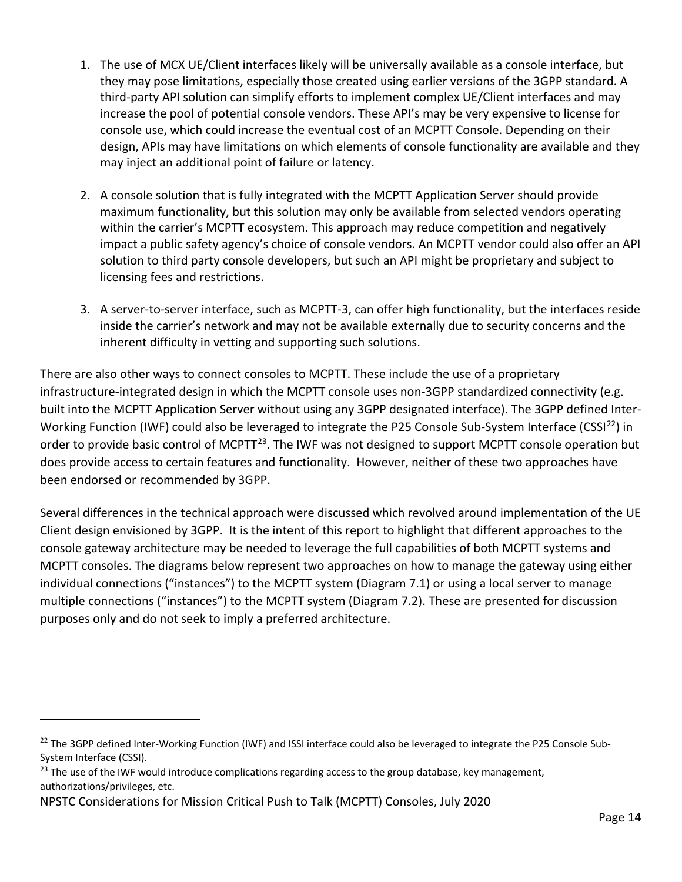1. The use of MCX UE/Client interfaces likely will be universally available as a console interface, but they may pose limitations, especially those created using earlier versions of the 3GPP standard. A third-party API solution can simplify efforts to implement complex UE/Client interfaces and may increase the pool of potential console vendors. These API's may be very expensive to license for console use, which could increase the eventual cost of an MCPTT Console. Depending on their design, APIs may have limitations on which elements of console functionality are available and they may inject an additional point of failure or latency.

2. A console solution that is fully integrated with the MCPTT Application Server should provide maximum functionality, but this solution may only be available from selected vendors operating within the carrier's MCPTT ecosystem. This approach may reduce competition and negatively impact a public safety agency's choice of console vendors. An MCPTT vendor could also offer an API solution to third party console developers, but such an API might be proprietary and subject to licensing fees and restrictions.

3. A server-to-server interface, such as MCPTT-3, can offer high functionality, but the interfaces reside inside the carrier's network and may not be available externally due to security concerns and the inherent difficulty in vetting and supporting such solutions.

There are also other ways to connect consoles to MCPTT. These include the use of a proprietary infrastructure-integrated design in which the MCPTT console uses non-3GPP standardized connectivity (e.g. built into the MCPTT Application Server without using any 3GPP designated interface). The 3GPP defined Inter-Working Function (IWF) could also be leveraged to integrate the P25 Console Sub-System Interface (CSSI[22]) in order to provide basic control of MCPTT[23]. The IWF was not designed to support MCPTT console operation but does provide access to certain features and functionality. However, neither of these two approaches have been endorsed or recommended by 3GPP.

Several differences in the technical approach were discussed which revolved around implementation of the UE Client design envisioned by 3GPP. It is the intent of this report to highlight that different approaches to the console gateway architecture may be needed to leverage the full capabilities of both MCPTT systems and MCPTT consoles. The diagrams below represent two approaches on how to manage the gateway using either individual connections ("instances") to the MCPTT system (Diagram 7.1) or using a local server to manage multiple connections ("instances") to the MCPTT system (Diagram 7.2). These are presented for discussion purposes only and do not seek to imply a preferred architecture.

---

[22] The 3GPP defined Inter-Working Function (IWF) and ISSI interface could also be leveraged to integrate the P25 Console Sub-System Interface (CSSI).

[23] The use of the IWF would introduce complications regarding access to the group database, key management, authorizations/privileges, etc.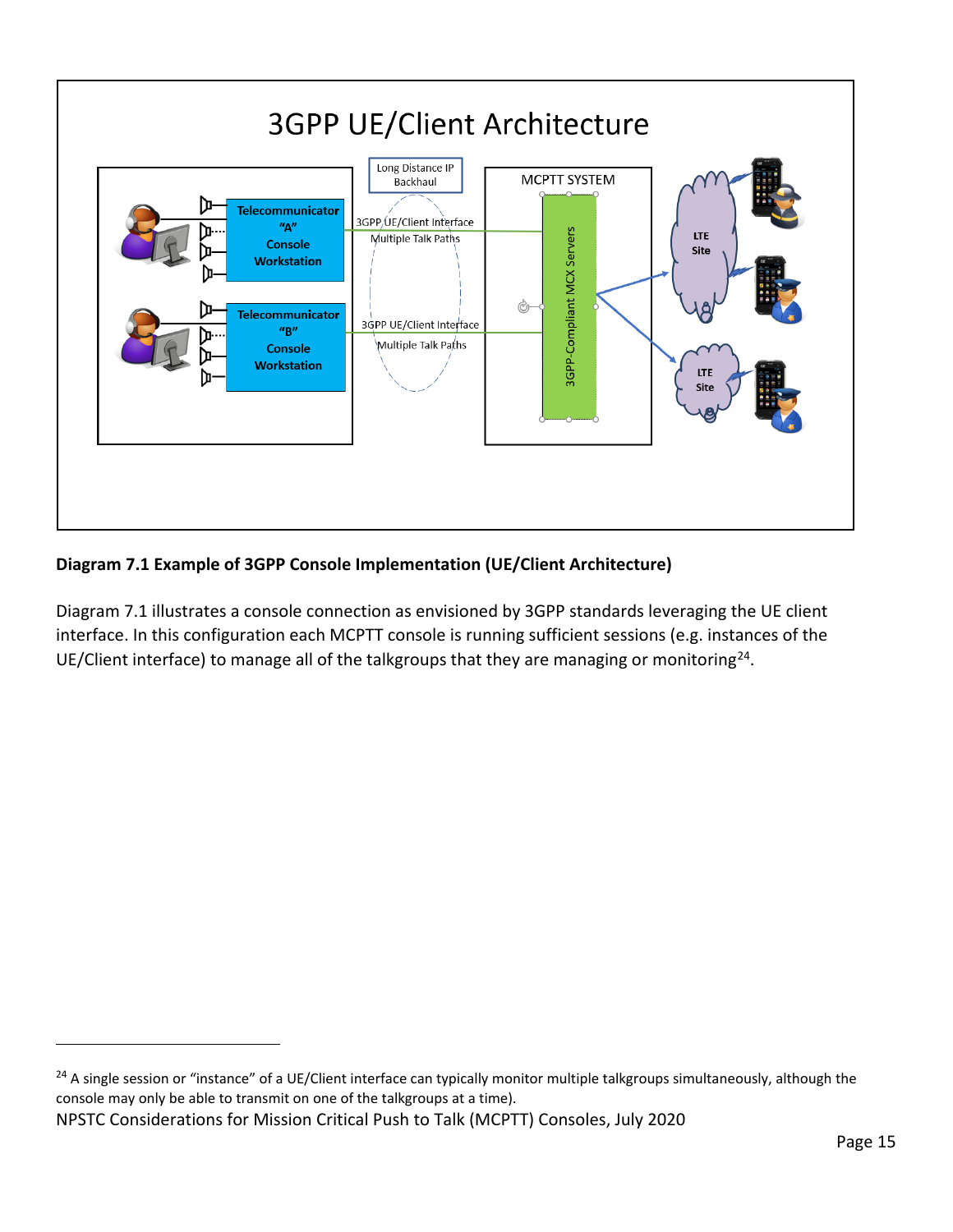**Diagram 7.1 Example of 3GPP Console Implementation (UE/Client Architecture)**

Diagram 7.1 illustrates a console connection as envisioned by 3GPP standards leveraging the UE client interface. In this configuration each MCPTT console is running sufficient sessions (e.g. instances of the UE/Client interface) to manage all of the talkgroups that they are managing or monitoring[24].

---

[24] A single session or "instance" of a UE/Client interface can typically monitor multiple talkgroups simultaneously, although the console may only be able to transmit on one of the talkgroups at a time).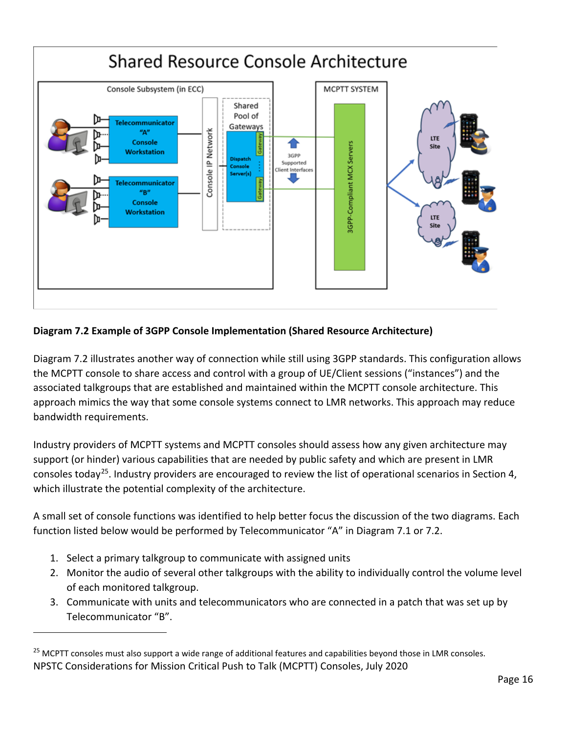**Diagram 7.2 Example of 3GPP Console Implementation (Shared Resource Architecture)**

Diagram 7.2 illustrates another way of connection while still using 3GPP standards. This configuration allows the MCPTT console to share access and control with a group of UE/Client sessions ("instances") and the associated talkgroups that are established and maintained within the MCPTT console architecture. This approach mimics the way that some console systems connect to LMR networks. This approach may reduce bandwidth requirements.

Industry providers of MCPTT systems and MCPTT consoles should assess how any given architecture may support (or hinder) various capabilities that are needed by public safety and which are present in LMR consoles today[25]. Industry providers are encouraged to review the list of operational scenarios in Section 4, which illustrate the potential complexity of the architecture.

A small set of console functions was identified to help better focus the discussion of the two diagrams. Each function listed below would be performed by Telecommunicator "A" in Diagram 7.1 or 7.2.

1. Select a primary talkgroup to communicate with assigned units
2. Monitor the audio of several other talkgroups with the ability to individually control the volume level of each monitored talkgroup.
3. Communicate with units and telecommunicators who are connected in a patch that was set up by Telecommunicator "B".

[25] MCPTT consoles must also support a wide range of additional features and capabilities beyond those in LMR consoles.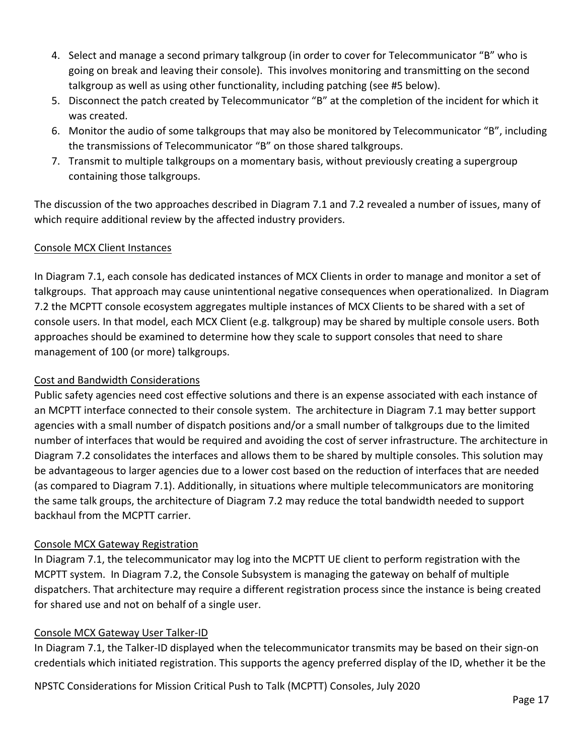4. Select and manage a second primary talkgroup (in order to cover for Telecommunicator "B" who is going on break and leaving their console). This involves monitoring and transmitting on the second talkgroup as well as using other functionality, including patching (see #5 below).
5. Disconnect the patch created by Telecommunicator "B" at the completion of the incident for which it was created.
6. Monitor the audio of some talkgroups that may also be monitored by Telecommunicator "B", including the transmissions of Telecommunicator "B" on those shared talkgroups.
7. Transmit to multiple talkgroups on a momentary basis, without previously creating a supergroup containing those talkgroups.

The discussion of the two approaches described in Diagram 7.1 and 7.2 revealed a number of issues, many of which require additional review by the affected industry providers.

### Console MCX Client Instances

In Diagram 7.1, each console has dedicated instances of MCX Clients in order to manage and monitor a set of talkgroups. That approach may cause unintentional negative consequences when operationalized. In Diagram 7.2 the MCPTT console ecosystem aggregates multiple instances of MCX Clients to be shared with a set of console users. In that model, each MCX Client (e.g. talkgroup) may be shared by multiple console users. Both approaches should be examined to determine how they scale to support consoles that need to share management of 100 (or more) talkgroups.

### Cost and Bandwidth Considerations

Public safety agencies need cost effective solutions and there is an expense associated with each instance of an MCPTT interface connected to their console system. The architecture in Diagram 7.1 may better support agencies with a small number of dispatch positions and/or a small number of talkgroups due to the limited number of interfaces that would be required and avoiding the cost of server infrastructure. The architecture in Diagram 7.2 consolidates the interfaces and allows them to be shared by multiple consoles. This solution may be advantageous to larger agencies due to a lower cost based on the reduction of interfaces that are needed (as compared to Diagram 7.1). Additionally, in situations where multiple telecommunicators are monitoring the same talk groups, the architecture of Diagram 7.2 may reduce the total bandwidth needed to support backhaul from the MCPTT carrier.

### Console MCX Gateway Registration

In Diagram 7.1, the telecommunicator may log into the MCPTT UE client to perform registration with the MCPTT system. In Diagram 7.2, the Console Subsystem is managing the gateway on behalf of multiple dispatchers. That architecture may require a different registration process since the instance is being created for shared use and not on behalf of a single user.

### Console MCX Gateway User Talker-ID

In Diagram 7.1, the Talker-ID displayed when the telecommunicator transmits may be based on their sign-on credentials which initiated registration. This supports the agency preferred display of the ID, whether it be the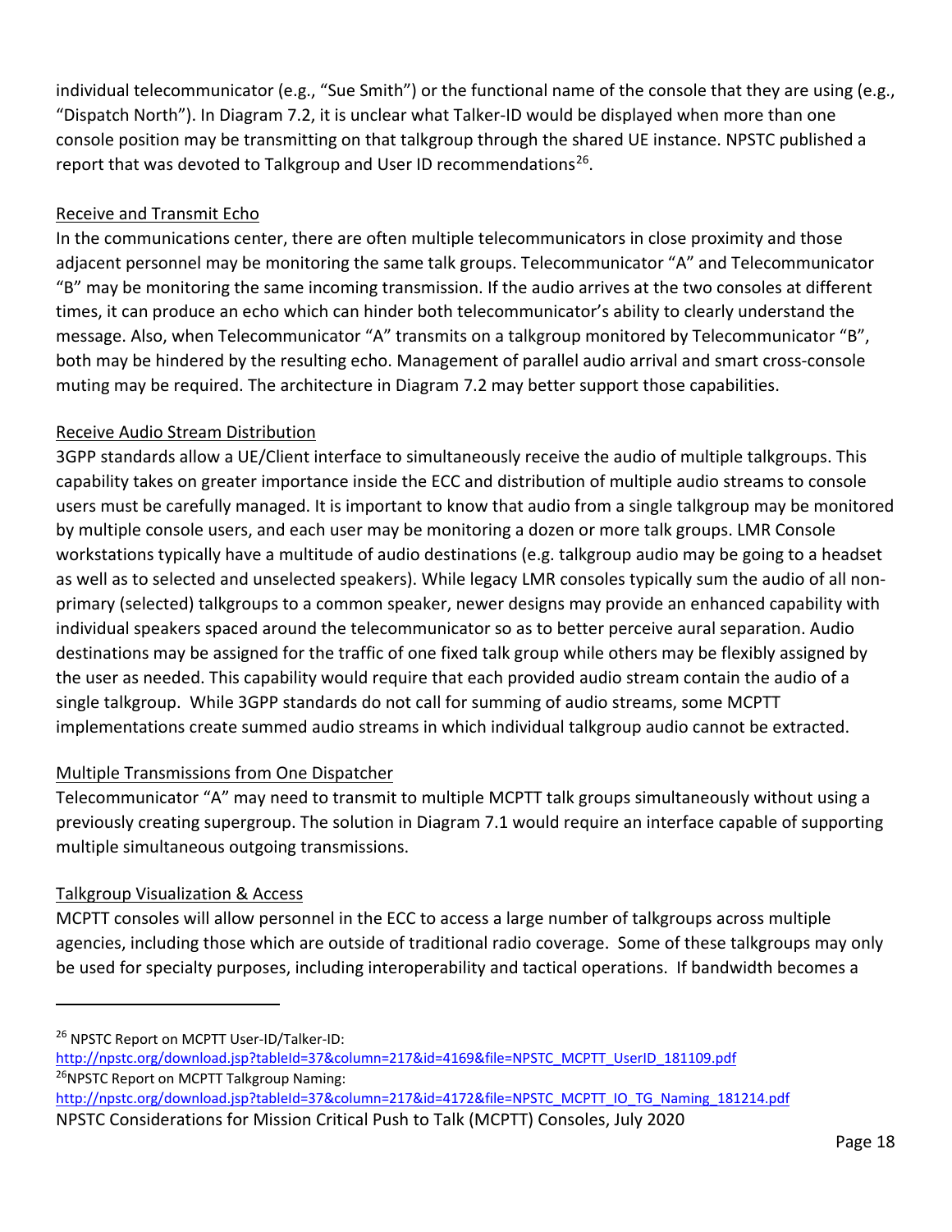individual telecommunicator (e.g., "Sue Smith") or the functional name of the console that they are using (e.g., "Dispatch North"). In Diagram 7.2, it is unclear what Talker-ID would be displayed when more than one console position may be transmitting on that talkgroup through the shared UE instance. NPSTC published a report that was devoted to Talkgroup and User ID recommendations[26].

Receive and Transmit Echo

In the communications center, there are often multiple telecommunicators in close proximity and those adjacent personnel may be monitoring the same talk groups. Telecommunicator "A" and Telecommunicator "B" may be monitoring the same incoming transmission. If the audio arrives at the two consoles at different times, it can produce an echo which can hinder both telecommunicator's ability to clearly understand the message. Also, when Telecommunicator "A" transmits on a talkgroup monitored by Telecommunicator "B", both may be hindered by the resulting echo. Management of parallel audio arrival and smart cross-console muting may be required. The architecture in Diagram 7.2 may better support those capabilities.

Receive Audio Stream Distribution

3GPP standards allow a UE/Client interface to simultaneously receive the audio of multiple talkgroups. This capability takes on greater importance inside the ECC and distribution of multiple audio streams to console users must be carefully managed. It is important to know that audio from a single talkgroup may be monitored by multiple console users, and each user may be monitoring a dozen or more talk groups. LMR Console workstations typically have a multitude of audio destinations (e.g. talkgroup audio may be going to a headset as well as to selected and unselected speakers). While legacy LMR consoles typically sum the audio of all non-primary (selected) talkgroups to a common speaker, newer designs may provide an enhanced capability with individual speakers spaced around the telecommunicator so as to better perceive aural separation. Audio destinations may be assigned for the traffic of one fixed talk group while others may be flexibly assigned by the user as needed. This capability would require that each provided audio stream contain the audio of a single talkgroup. While 3GPP standards do not call for summing of audio streams, some MCPTT implementations create summed audio streams in which individual talkgroup audio cannot be extracted.

Multiple Transmissions from One Dispatcher

Telecommunicator "A" may need to transmit to multiple MCPTT talk groups simultaneously without using a previously creating supergroup. The solution in Diagram 7.1 would require an interface capable of supporting multiple simultaneous outgoing transmissions.

Talkgroup Visualization & Access

MCPTT consoles will allow personnel in the ECC to access a large number of talkgroups across multiple agencies, including those which are outside of traditional radio coverage. Some of these talkgroups may only be used for specialty purposes, including interoperability and tactical operations. If bandwidth becomes a

---

[26] NPSTC Report on MCPTT User-ID/Talker-ID: http://npstc.org/download.jsp?tableId=37&column=217&id=4169&file=NPSTC_MCPTT_UserID_181109.pdf

[26] NPSTC Report on MCPTT Talkgroup Naming: http://npstc.org/download.jsp?tableId=37&column=217&id=4172&file=NPSTC_MCPTT_IO_TG_Naming_181214.pdf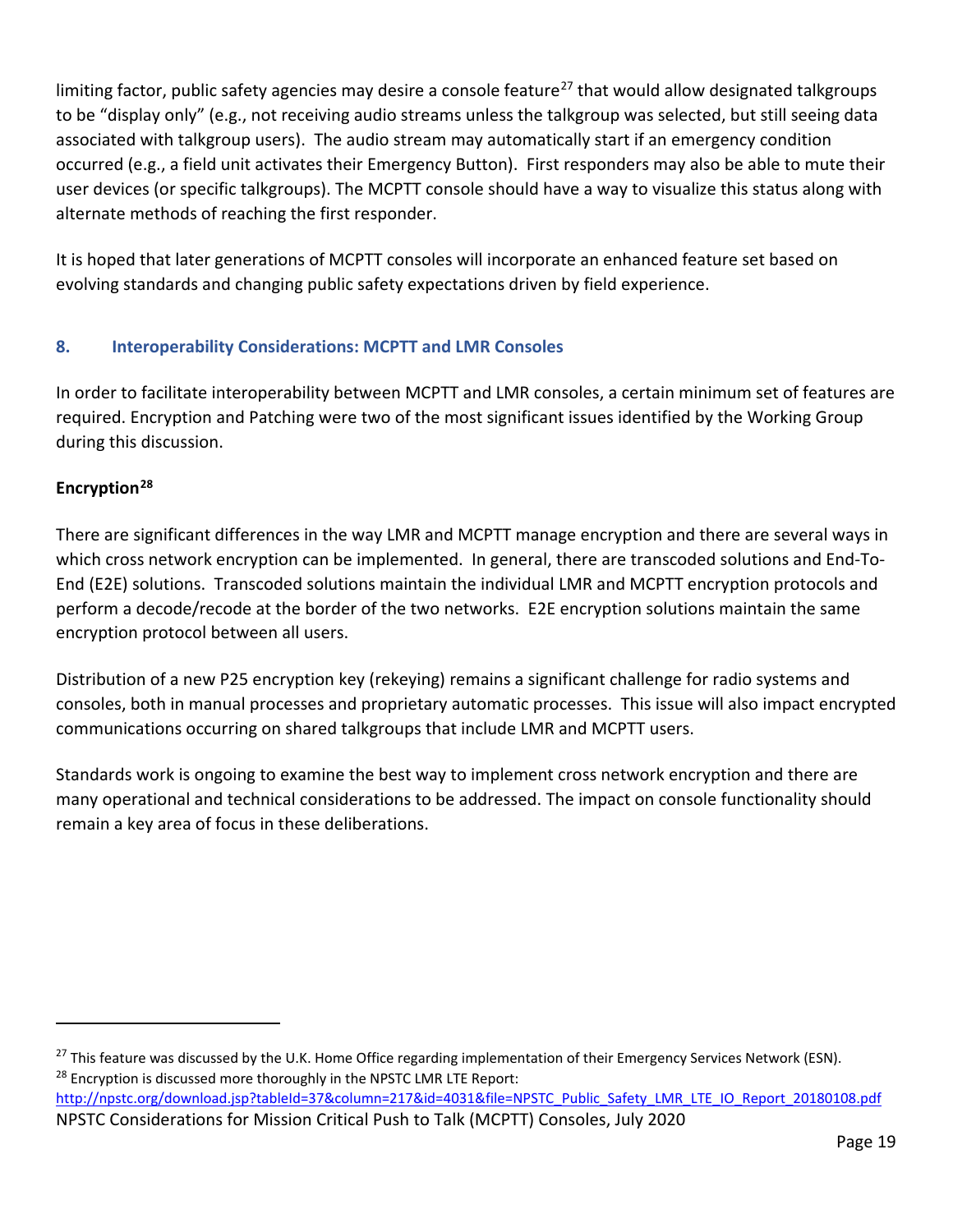limiting factor, public safety agencies may desire a console feature[27] that would allow designated talkgroups to be "display only" (e.g., not receiving audio streams unless the talkgroup was selected, but still seeing data associated with talkgroup users). The audio stream may automatically start if an emergency condition occurred (e.g., a field unit activates their Emergency Button). First responders may also be able to mute their user devices (or specific talkgroups). The MCPTT console should have a way to visualize this status along with alternate methods of reaching the first responder.

It is hoped that later generations of MCPTT consoles will incorporate an enhanced feature set based on evolving standards and changing public safety expectations driven by field experience.

## 8. Interoperability Considerations: MCPTT and LMR Consoles

In order to facilitate interoperability between MCPTT and LMR consoles, a certain minimum set of features are required. Encryption and Patching were two of the most significant issues identified by the Working Group during this discussion.

**Encryption[28]**

There are significant differences in the way LMR and MCPTT manage encryption and there are several ways in which cross network encryption can be implemented. In general, there are transcoded solutions and End-To-End (E2E) solutions. Transcoded solutions maintain the individual LMR and MCPTT encryption protocols and perform a decode/recode at the border of the two networks. E2E encryption solutions maintain the same encryption protocol between all users.

Distribution of a new P25 encryption key (rekeying) remains a significant challenge for radio systems and consoles, both in manual processes and proprietary automatic processes. This issue will also impact encrypted communications occurring on shared talkgroups that include LMR and MCPTT users.

Standards work is ongoing to examine the best way to implement cross network encryption and there are many operational and technical considerations to be addressed. The impact on console functionality should remain a key area of focus in these deliberations.

---

[27] This feature was discussed by the U.K. Home Office regarding implementation of their Emergency Services Network (ESN).

[28] Encryption is discussed more thoroughly in the NPSTC LMR LTE Report: http://npstc.org/download.jsp?tableId=37&column=217&id=4031&file=NPSTC_Public_Safety_LMR_LTE_IO_Report_20180108.pdf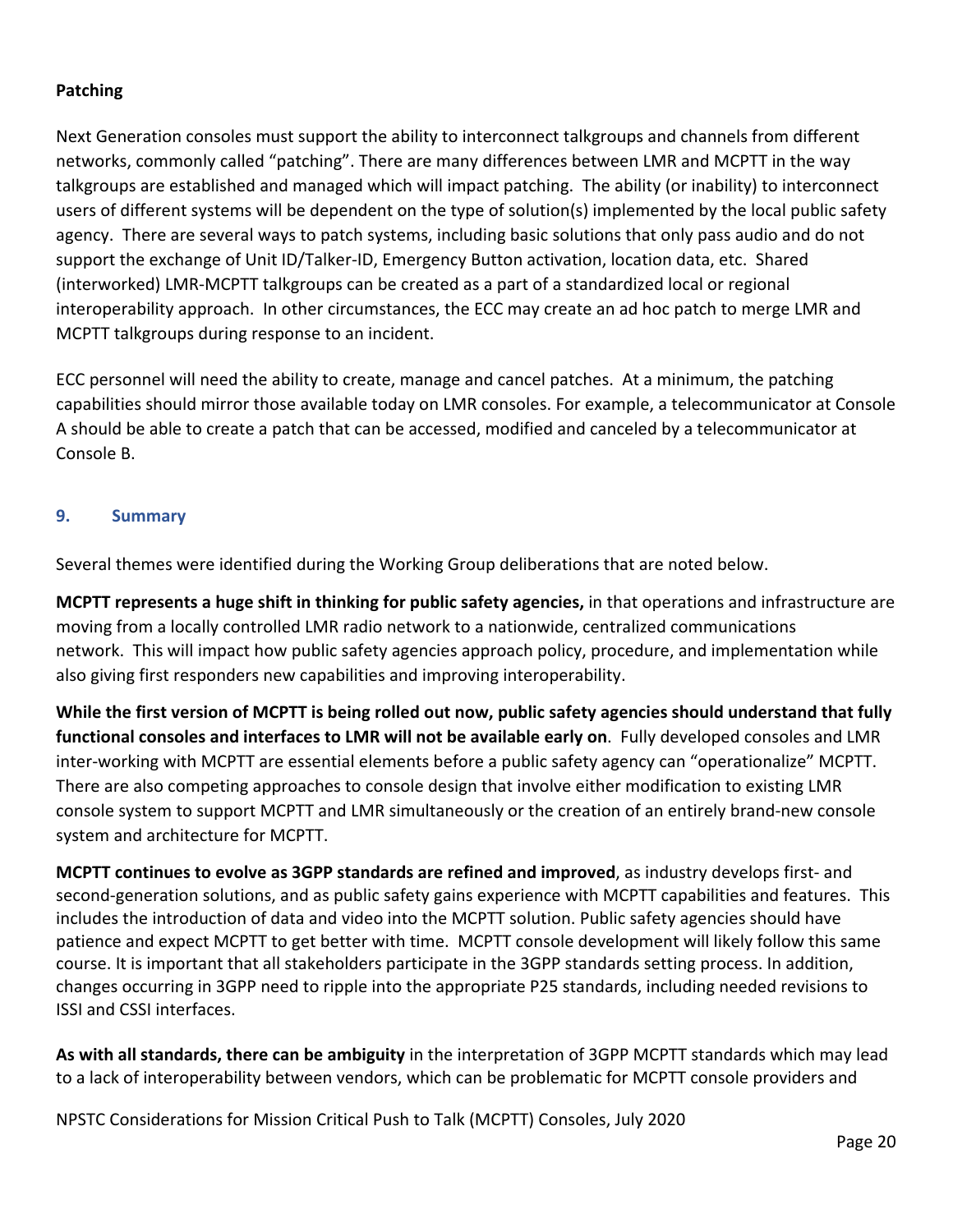**Patching**

Next Generation consoles must support the ability to interconnect talkgroups and channels from different networks, commonly called "patching". There are many differences between LMR and MCPTT in the way talkgroups are established and managed which will impact patching. The ability (or inability) to interconnect users of different systems will be dependent on the type of solution(s) implemented by the local public safety agency. There are several ways to patch systems, including basic solutions that only pass audio and do not support the exchange of Unit ID/Talker-ID, Emergency Button activation, location data, etc. Shared (interworked) LMR-MCPTT talkgroups can be created as a part of a standardized local or regional interoperability approach. In other circumstances, the ECC may create an ad hoc patch to merge LMR and MCPTT talkgroups during response to an incident.

ECC personnel will need the ability to create, manage and cancel patches. At a minimum, the patching capabilities should mirror those available today on LMR consoles. For example, a telecommunicator at Console A should be able to create a patch that can be accessed, modified and canceled by a telecommunicator at Console B.

## 9. Summary

Several themes were identified during the Working Group deliberations that are noted below.

**MCPTT represents a huge shift in thinking for public safety agencies,** in that operations and infrastructure are moving from a locally controlled LMR radio network to a nationwide, centralized communications network. This will impact how public safety agencies approach policy, procedure, and implementation while also giving first responders new capabilities and improving interoperability.

**While the first version of MCPTT is being rolled out now, public safety agencies should understand that fully functional consoles and interfaces to LMR will not be available early on**. Fully developed consoles and LMR inter-working with MCPTT are essential elements before a public safety agency can "operationalize" MCPTT. There are also competing approaches to console design that involve either modification to existing LMR console system to support MCPTT and LMR simultaneously or the creation of an entirely brand-new console system and architecture for MCPTT.

**MCPTT continues to evolve as 3GPP standards are refined and improved**, as industry develops first- and second-generation solutions, and as public safety gains experience with MCPTT capabilities and features. This includes the introduction of data and video into the MCPTT solution. Public safety agencies should have patience and expect MCPTT to get better with time. MCPTT console development will likely follow this same course. It is important that all stakeholders participate in the 3GPP standards setting process. In addition, changes occurring in 3GPP need to ripple into the appropriate P25 standards, including needed revisions to ISSI and CSSI interfaces.

**As with all standards, there can be ambiguity** in the interpretation of 3GPP MCPTT standards which may lead to a lack of interoperability between vendors, which can be problematic for MCPTT console providers and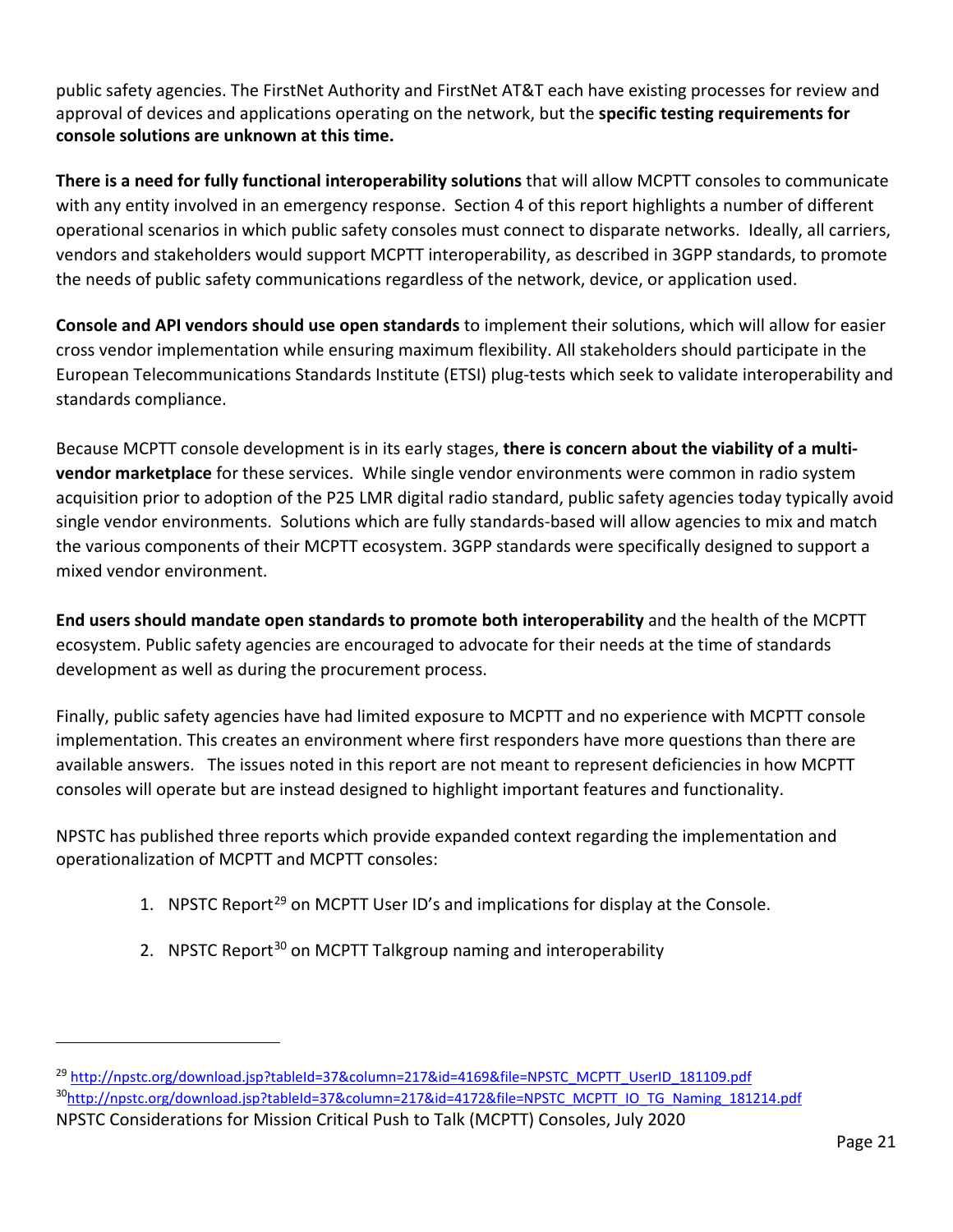public safety agencies. The FirstNet Authority and FirstNet AT&T each have existing processes for review and approval of devices and applications operating on the network, but the **specific testing requirements for console solutions are unknown at this time.**

**There is a need for fully functional interoperability solutions** that will allow MCPTT consoles to communicate with any entity involved in an emergency response. Section 4 of this report highlights a number of different operational scenarios in which public safety consoles must connect to disparate networks. Ideally, all carriers, vendors and stakeholders would support MCPTT interoperability, as described in 3GPP standards, to promote the needs of public safety communications regardless of the network, device, or application used.

**Console and API vendors should use open standards** to implement their solutions, which will allow for easier cross vendor implementation while ensuring maximum flexibility. All stakeholders should participate in the European Telecommunications Standards Institute (ETSI) plug-tests which seek to validate interoperability and standards compliance.

Because MCPTT console development is in its early stages, **there is concern about the viability of a multi-vendor marketplace** for these services. While single vendor environments were common in radio system acquisition prior to adoption of the P25 LMR digital radio standard, public safety agencies today typically avoid single vendor environments. Solutions which are fully standards-based will allow agencies to mix and match the various components of their MCPTT ecosystem. 3GPP standards were specifically designed to support a mixed vendor environment.

**End users should mandate open standards to promote both interoperability** and the health of the MCPTT ecosystem. Public safety agencies are encouraged to advocate for their needs at the time of standards development as well as during the procurement process.

Finally, public safety agencies have had limited exposure to MCPTT and no experience with MCPTT console implementation. This creates an environment where first responders have more questions than there are available answers. The issues noted in this report are not meant to represent deficiencies in how MCPTT consoles will operate but are instead designed to highlight important features and functionality.

NPSTC has published three reports which provide expanded context regarding the implementation and operationalization of MCPTT and MCPTT consoles:

1. NPSTC Report[29] on MCPTT User ID's and implications for display at the Console.
2. NPSTC Report[30] on MCPTT Talkgroup naming and interoperability

---

[29] http://npstc.org/download.jsp?tableId=37&column=217&id=4169&file=NPSTC_MCPTT_UserID_181109.pdf

[30] http://npstc.org/download.jsp?tableId=37&column=217&id=4172&file=NPSTC_MCPTT_IO_TG_Naming_181214.pdf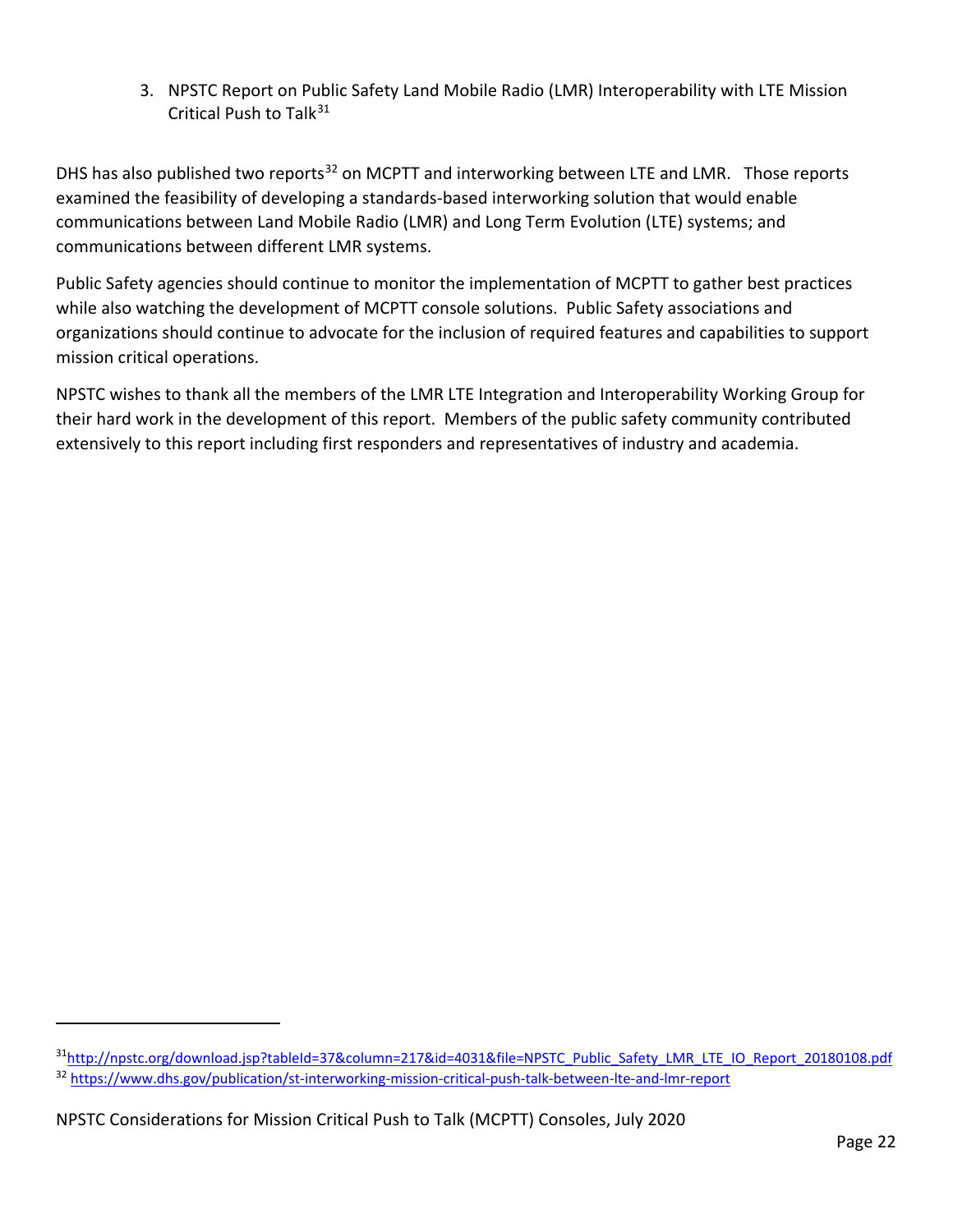3. NPSTC Report on Public Safety Land Mobile Radio (LMR) Interoperability with LTE Mission Critical Push to Talk[31]

DHS has also published two reports[32] on MCPTT and interworking between LTE and LMR. Those reports examined the feasibility of developing a standards-based interworking solution that would enable communications between Land Mobile Radio (LMR) and Long Term Evolution (LTE) systems; and communications between different LMR systems.

Public Safety agencies should continue to monitor the implementation of MCPTT to gather best practices while also watching the development of MCPTT console solutions. Public Safety associations and organizations should continue to advocate for the inclusion of required features and capabilities to support mission critical operations.

NPSTC wishes to thank all the members of the LMR LTE Integration and Interoperability Working Group for their hard work in the development of this report. Members of the public safety community contributed extensively to this report including first responders and representatives of industry and academia.

---

[31] http://npstc.org/download.jsp?tableId=37&column=217&id=4031&file=NPSTC_Public_Safety_LMR_LTE_IO_Report_20180108.pdf

[32] https://www.dhs.gov/publication/st-interworking-mission-critical-push-talk-between-lte-and-lmr-report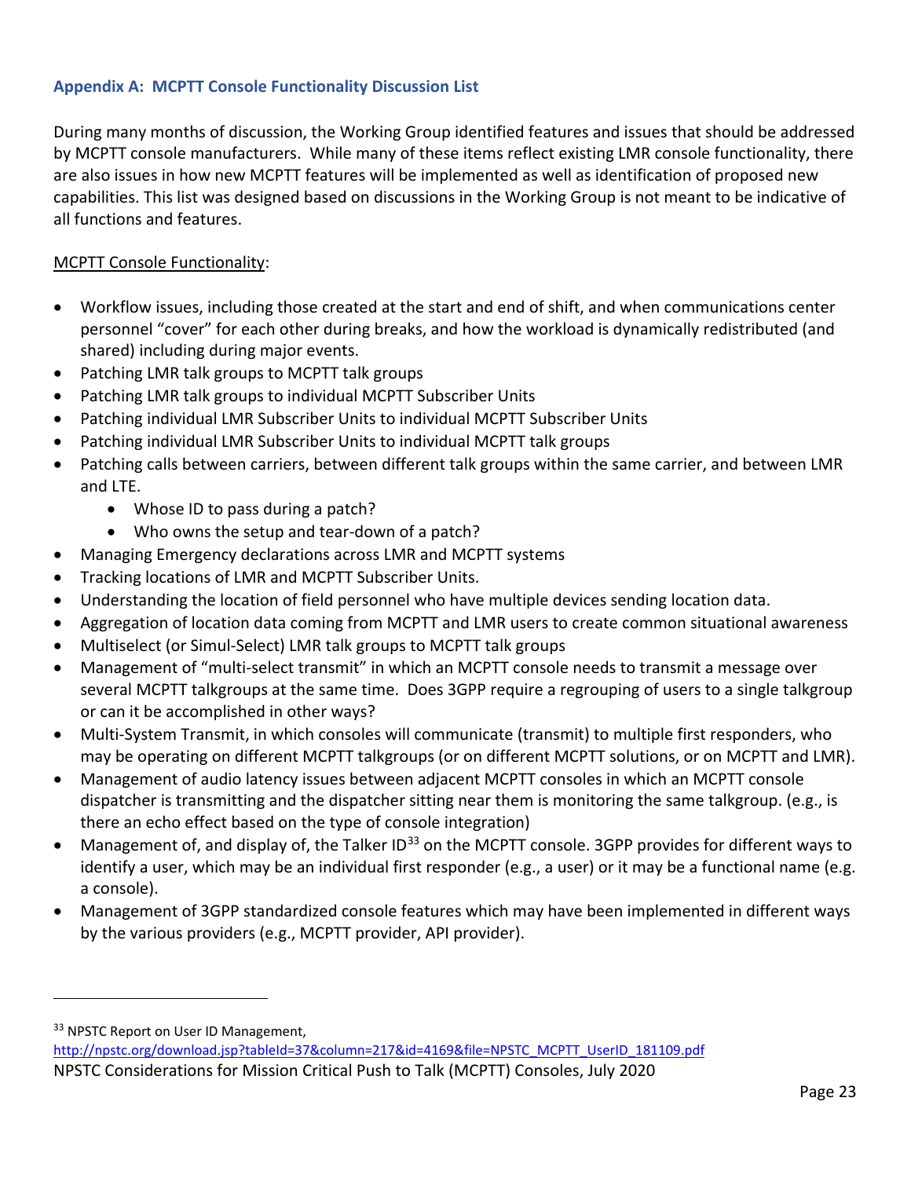## Appendix A: MCPTT Console Functionality Discussion List

During many months of discussion, the Working Group identified features and issues that should be addressed by MCPTT console manufacturers. While many of these items reflect existing LMR console functionality, there are also issues in how new MCPTT features will be implemented as well as identification of proposed new capabilities. This list was designed based on discussions in the Working Group is not meant to be indicative of all functions and features.

MCPTT Console Functionality:

- Workflow issues, including those created at the start and end of shift, and when communications center personnel "cover" for each other during breaks, and how the workload is dynamically redistributed (and shared) including during major events.
- Patching LMR talk groups to MCPTT talk groups
- Patching LMR talk groups to individual MCPTT Subscriber Units
- Patching individual LMR Subscriber Units to individual MCPTT Subscriber Units
- Patching individual LMR Subscriber Units to individual MCPTT talk groups
- Patching calls between carriers, between different talk groups within the same carrier, and between LMR and LTE.
  - Whose ID to pass during a patch?
  - Who owns the setup and tear-down of a patch?
- Managing Emergency declarations across LMR and MCPTT systems
- Tracking locations of LMR and MCPTT Subscriber Units.
- Understanding the location of field personnel who have multiple devices sending location data.
- Aggregation of location data coming from MCPTT and LMR users to create common situational awareness
- Multiselect (or Simul-Select) LMR talk groups to MCPTT talk groups
- Management of "multi-select transmit" in which an MCPTT console needs to transmit a message over several MCPTT talkgroups at the same time. Does 3GPP require a regrouping of users to a single talkgroup or can it be accomplished in other ways?
- Multi-System Transmit, in which consoles will communicate (transmit) to multiple first responders, who may be operating on different MCPTT talkgroups (or on different MCPTT solutions, or on MCPTT and LMR).
- Management of audio latency issues between adjacent MCPTT consoles in which an MCPTT console dispatcher is transmitting and the dispatcher sitting near them is monitoring the same talkgroup. (e.g., is there an echo effect based on the type of console integration)
- Management of, and display of, the Talker ID[33] on the MCPTT console. 3GPP provides for different ways to identify a user, which may be an individual first responder (e.g., a user) or it may be a functional name (e.g. a console).
- Management of 3GPP standardized console features which may have been implemented in different ways by the various providers (e.g., MCPTT provider, API provider).

[33] NPSTC Report on User ID Management, http://npstc.org/download.jsp?tableId=37&column=217&id=4169&file=NPSTC_MCPTT_UserID_181109.pdf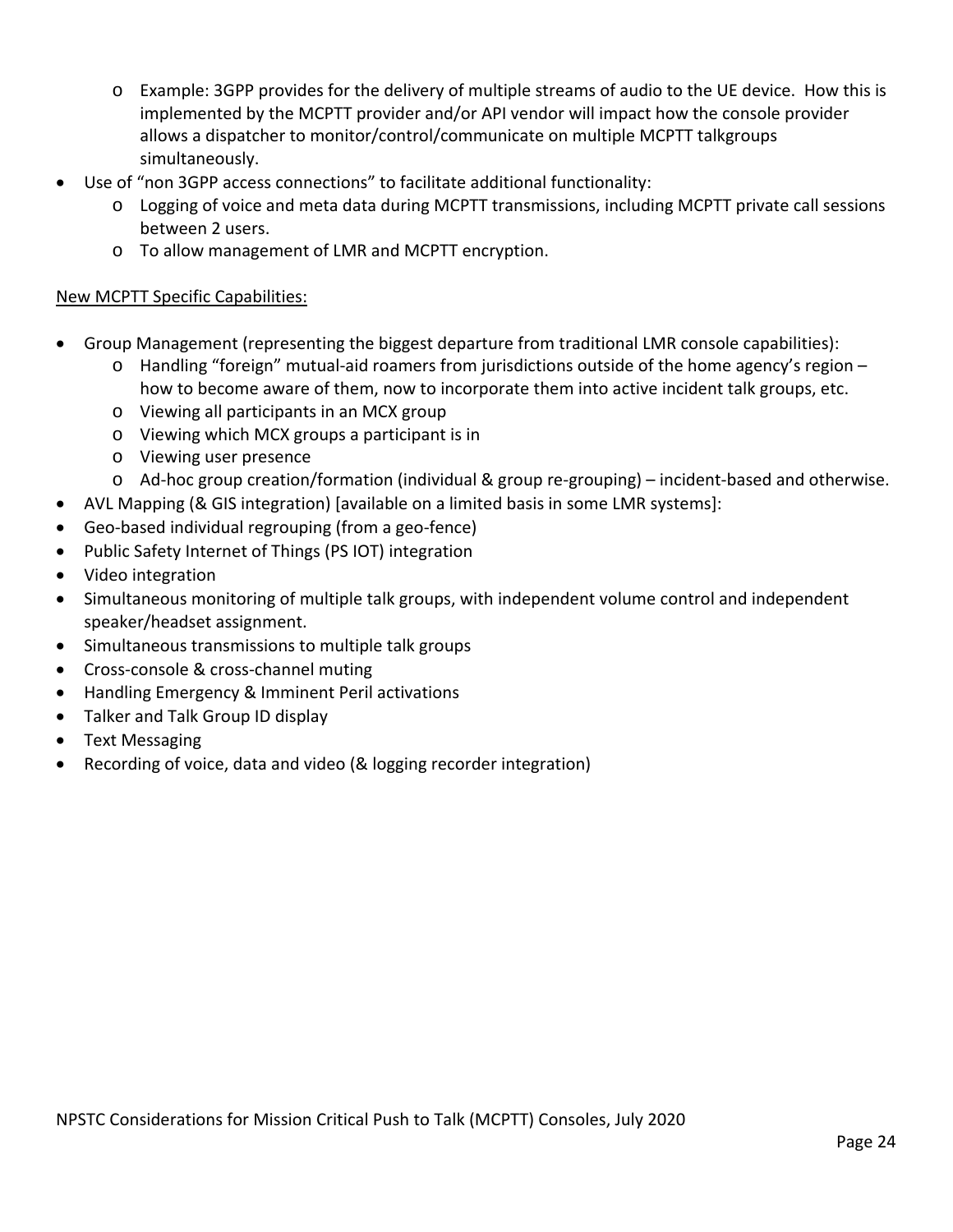- Example: 3GPP provides for the delivery of multiple streams of audio to the UE device. How this is implemented by the MCPTT provider and/or API vendor will impact how the console provider allows a dispatcher to monitor/control/communicate on multiple MCPTT talkgroups simultaneously.
- Use of "non 3GPP access connections" to facilitate additional functionality:
  - Logging of voice and meta data during MCPTT transmissions, including MCPTT private call sessions between 2 users.
  - To allow management of LMR and MCPTT encryption.

<u>New MCPTT Specific Capabilities:</u>

- Group Management (representing the biggest departure from traditional LMR console capabilities):
  - Handling "foreign" mutual-aid roamers from jurisdictions outside of the home agency's region – how to become aware of them, now to incorporate them into active incident talk groups, etc.
  - Viewing all participants in an MCX group
  - Viewing which MCX groups a participant is in
  - Viewing user presence
  - Ad-hoc group creation/formation (individual & group re-grouping) – incident-based and otherwise.
- AVL Mapping (& GIS integration) [available on a limited basis in some LMR systems]:
- Geo-based individual regrouping (from a geo-fence)
- Public Safety Internet of Things (PS IOT) integration
- Video integration
- Simultaneous monitoring of multiple talk groups, with independent volume control and independent speaker/headset assignment.
- Simultaneous transmissions to multiple talk groups
- Cross-console & cross-channel muting
- Handling Emergency & Imminent Peril activations
- Talker and Talk Group ID display
- Text Messaging
- Recording of voice, data and video (& logging recorder integration)